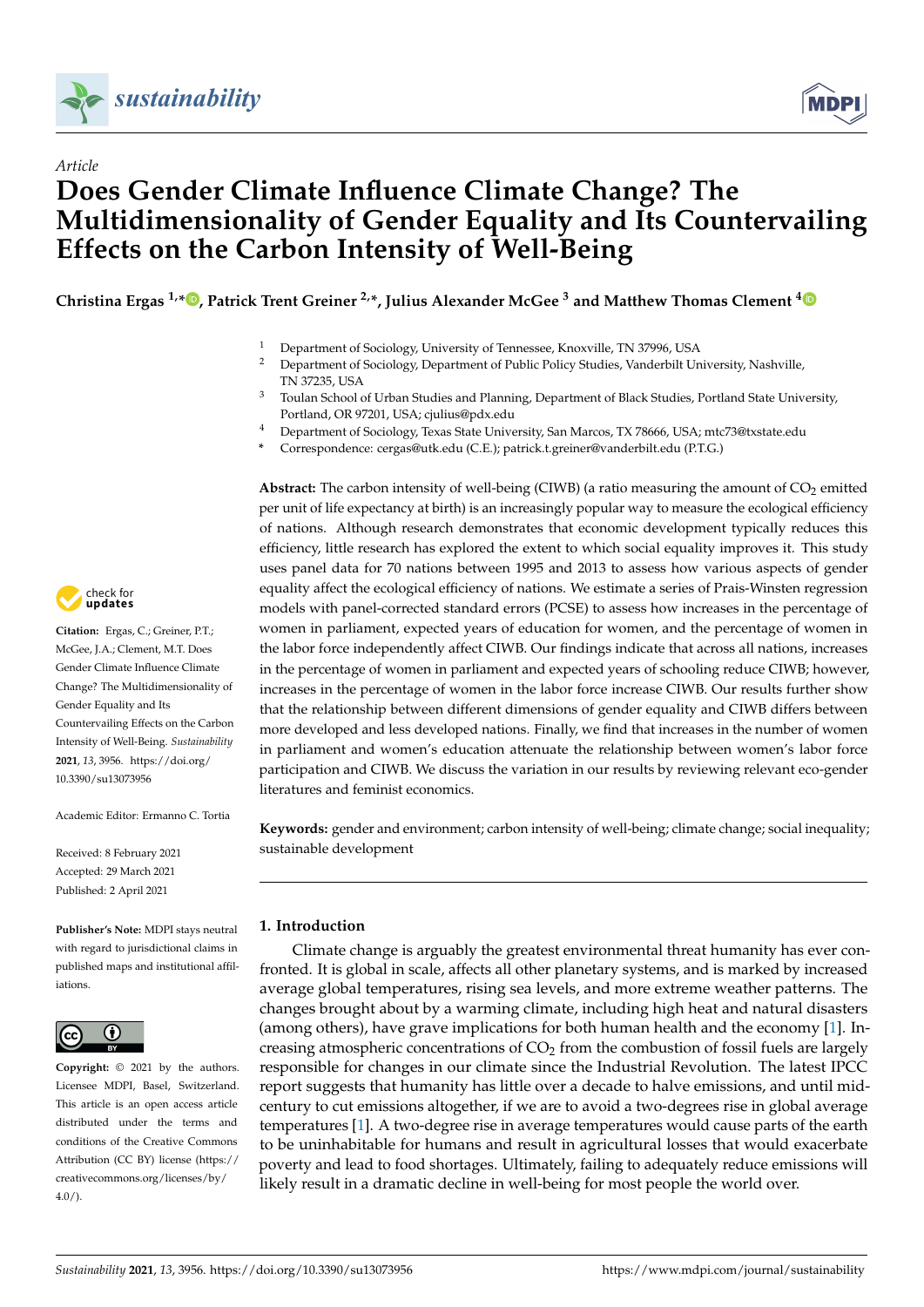*sustainability*

*Article*

# Does Gender Climate Influence Climate Change? The Multidimensionality of Gender Equality and Its Countervailing Effects on the Carbon Intensity of Well-Being

**Christina Ergas [1,*], Patrick Trent Greiner [2,*], Julius Alexander McGee [3] and Matthew Thomas Clement [4]**

1 Department of Sociology, University of Tennessee, Knoxville, TN 37996, USA
2 Department of Sociology, Department of Public Policy Studies, Vanderbilt University, Nashville, TN 37235, USA
3 Toulan School of Urban Studies and Planning, Department of Black Studies, Portland State University, Portland, OR 97201, USA; cjulius@pdx.edu
4 Department of Sociology, Texas State University, San Marcos, TX 78666, USA; mtc73@txstate.edu
\* Correspondence: cergas@utk.edu (C.E.); patrick.t.greiner@vanderbilt.edu (P.T.G.)

**Citation:** Ergas, C.; Greiner, P.T.; McGee, J.A.; Clement, M.T. Does Gender Climate Influence Climate Change? The Multidimensionality of Gender Equality and Its Countervailing Effects on the Carbon Intensity of Well-Being. *Sustainability* **2021**, *13*, 3956. https://doi.org/10.3390/su13073956

Academic Editor: Ermanno C. Tortia

Received: 8 February 2021
Accepted: 29 March 2021
Published: 2 April 2021

**Publisher's Note:** MDPI stays neutral with regard to jurisdictional claims in published maps and institutional affiliations.

**Copyright:** © 2021 by the authors. Licensee MDPI, Basel, Switzerland. This article is an open access article distributed under the terms and conditions of the Creative Commons Attribution (CC BY) license (https://creativecommons.org/licenses/by/4.0/).

**Abstract:** The carbon intensity of well-being (CIWB) (a ratio measuring the amount of $CO_2$ emitted per unit of life expectancy at birth) is an increasingly popular way to measure the ecological efficiency of nations. Although research demonstrates that economic development typically reduces this efficiency, little research has explored the extent to which social equality improves it. This study uses panel data for 70 nations between 1995 and 2013 to assess how various aspects of gender equality affect the ecological efficiency of nations. We estimate a series of Prais-Winsten regression models with panel-corrected standard errors (PCSE) to assess how increases in the percentage of women in parliament, expected years of education for women, and the percentage of women in the labor force independently affect CIWB. Our findings indicate that across all nations, increases in the percentage of women in parliament and expected years of schooling reduce CIWB; however, increases in the percentage of women in the labor force increase CIWB. Our results further show that the relationship between different dimensions of gender equality and CIWB differs between more developed and less developed nations. Finally, we find that increases in the number of women in parliament and women's education attenuate the relationship between women's labor force participation and CIWB. We discuss the variation in our results by reviewing relevant eco-gender literatures and feminist economics.

**Keywords:** gender and environment; carbon intensity of well-being; climate change; social inequality; sustainable development

## 1. Introduction

Climate change is arguably the greatest environmental threat humanity has ever confronted. It is global in scale, affects all other planetary systems, and is marked by increased average global temperatures, rising sea levels, and more extreme weather patterns. The changes brought about by a warming climate, including high heat and natural disasters (among others), have grave implications for both human health and the economy [1]. Increasing atmospheric concentrations of $CO_2$ from the combustion of fossil fuels are largely responsible for changes in our climate since the Industrial Revolution. The latest IPCC report suggests that humanity has little over a decade to halve emissions, and until mid-century to cut emissions altogether, if we are to avoid a two-degrees rise in global average temperatures [1]. A two-degree rise in average temperatures would cause parts of the earth to be uninhabitable for humans and result in agricultural losses that would exacerbate poverty and lead to food shortages. Ultimately, failing to adequately reduce emissions will likely result in a dramatic decline in well-being for most people the world over.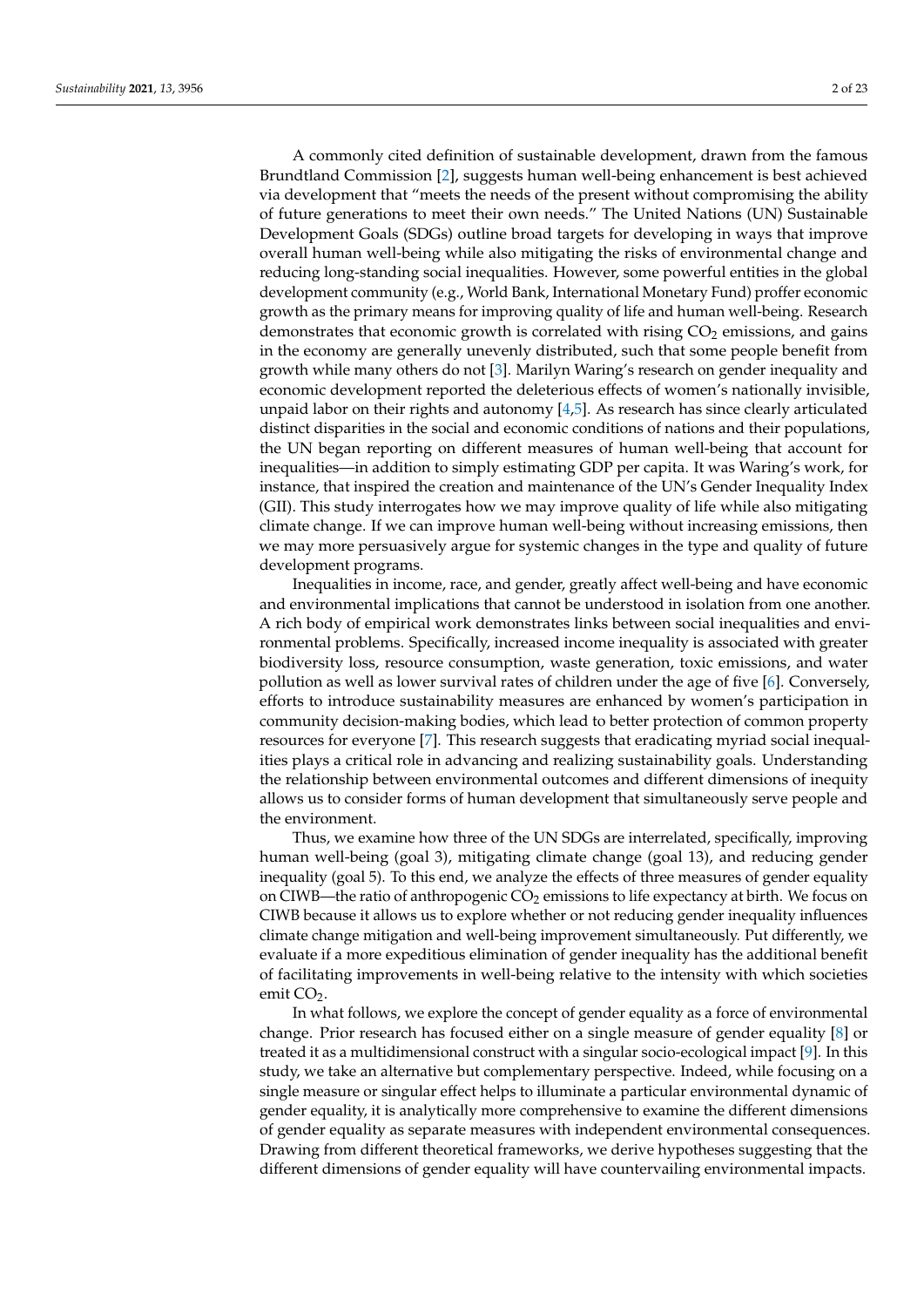A commonly cited definition of sustainable development, drawn from the famous Brundtland Commission [2], suggests human well-being enhancement is best achieved via development that "meets the needs of the present without compromising the ability of future generations to meet their own needs." The United Nations (UN) Sustainable Development Goals (SDGs) outline broad targets for developing in ways that improve overall human well-being while also mitigating the risks of environmental change and reducing long-standing social inequalities. However, some powerful entities in the global development community (e.g., World Bank, International Monetary Fund) proffer economic growth as the primary means for improving quality of life and human well-being. Research demonstrates that economic growth is correlated with rising $CO_2$ emissions, and gains in the economy are generally unevenly distributed, such that some people benefit from growth while many others do not [3]. Marilyn Waring's research on gender inequality and economic development reported the deleterious effects of women's nationally invisible, unpaid labor on their rights and autonomy [4,5]. As research has since clearly articulated distinct disparities in the social and economic conditions of nations and their populations, the UN began reporting on different measures of human well-being that account for inequalities—in addition to simply estimating GDP per capita. It was Waring's work, for instance, that inspired the creation and maintenance of the UN's Gender Inequality Index (GII). This study interrogates how we may improve quality of life while also mitigating climate change. If we can improve human well-being without increasing emissions, then we may more persuasively argue for systemic changes in the type and quality of future development programs.

Inequalities in income, race, and gender, greatly affect well-being and have economic and environmental implications that cannot be understood in isolation from one another. A rich body of empirical work demonstrates links between social inequalities and environmental problems. Specifically, increased income inequality is associated with greater biodiversity loss, resource consumption, waste generation, toxic emissions, and water pollution as well as lower survival rates of children under the age of five [6]. Conversely, efforts to introduce sustainability measures are enhanced by women's participation in community decision-making bodies, which lead to better protection of common property resources for everyone [7]. This research suggests that eradicating myriad social inequalities plays a critical role in advancing and realizing sustainability goals. Understanding the relationship between environmental outcomes and different dimensions of inequity allows us to consider forms of human development that simultaneously serve people and the environment.

Thus, we examine how three of the UN SDGs are interrelated, specifically, improving human well-being (goal 3), mitigating climate change (goal 13), and reducing gender inequality (goal 5). To this end, we analyze the effects of three measures of gender equality on CIWB—the ratio of anthropogenic $CO_2$ emissions to life expectancy at birth. We focus on CIWB because it allows us to explore whether or not reducing gender inequality influences climate change mitigation and well-being improvement simultaneously. Put differently, we evaluate if a more expeditious elimination of gender inequality has the additional benefit of facilitating improvements in well-being relative to the intensity with which societies emit $CO_2$.

In what follows, we explore the concept of gender equality as a force of environmental change. Prior research has focused either on a single measure of gender equality [8] or treated it as a multidimensional construct with a singular socio-ecological impact [9]. In this study, we take an alternative but complementary perspective. Indeed, while focusing on a single measure or singular effect helps to illuminate a particular environmental dynamic of gender equality, it is analytically more comprehensive to examine the different dimensions of gender equality as separate measures with independent environmental consequences. Drawing from different theoretical frameworks, we derive hypotheses suggesting that the different dimensions of gender equality will have countervailing environmental impacts.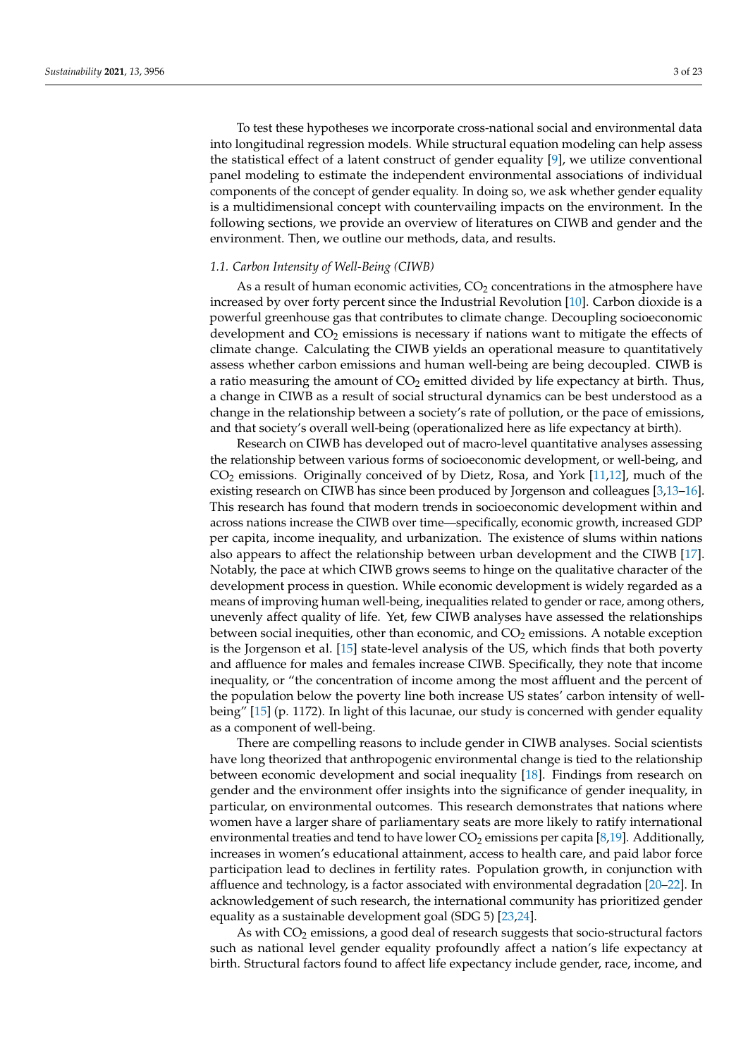To test these hypotheses we incorporate cross-national social and environmental data into longitudinal regression models. While structural equation modeling can help assess the statistical effect of a latent construct of gender equality [9], we utilize conventional panel modeling to estimate the independent environmental associations of individual components of the concept of gender equality. In doing so, we ask whether gender equality is a multidimensional concept with countervailing impacts on the environment. In the following sections, we provide an overview of literatures on CIWB and gender and the environment. Then, we outline our methods, data, and results.

### 1.1. Carbon Intensity of Well-Being (CIWB)

As a result of human economic activities, $CO_2$ concentrations in the atmosphere have increased by over forty percent since the Industrial Revolution [10]. Carbon dioxide is a powerful greenhouse gas that contributes to climate change. Decoupling socioeconomic development and $CO_2$ emissions is necessary if nations want to mitigate the effects of climate change. Calculating the CIWB yields an operational measure to quantitatively assess whether carbon emissions and human well-being are being decoupled. CIWB is a ratio measuring the amount of $CO_2$ emitted divided by life expectancy at birth. Thus, a change in CIWB as a result of social structural dynamics can be best understood as a change in the relationship between a society's rate of pollution, or the pace of emissions, and that society's overall well-being (operationalized here as life expectancy at birth).

Research on CIWB has developed out of macro-level quantitative analyses assessing the relationship between various forms of socioeconomic development, or well-being, and $CO_2$ emissions. Originally conceived of by Dietz, Rosa, and York [11,12], much of the existing research on CIWB has since been produced by Jorgenson and colleagues [3,13–16]. This research has found that modern trends in socioeconomic development within and across nations increase the CIWB over time—specifically, economic growth, increased GDP per capita, income inequality, and urbanization. The existence of slums within nations also appears to affect the relationship between urban development and the CIWB [17]. Notably, the pace at which CIWB grows seems to hinge on the qualitative character of the development process in question. While economic development is widely regarded as a means of improving human well-being, inequalities related to gender or race, among others, unevenly affect quality of life. Yet, few CIWB analyses have assessed the relationships between social inequities, other than economic, and $CO_2$ emissions. A notable exception is the Jorgenson et al. [15] state-level analysis of the US, which finds that both poverty and affluence for males and females increase CIWB. Specifically, they note that income inequality, or "the concentration of income among the most affluent and the percent of the population below the poverty line both increase US states' carbon intensity of well-being" [15] (p. 1172). In light of this lacunae, our study is concerned with gender equality as a component of well-being.

There are compelling reasons to include gender in CIWB analyses. Social scientists have long theorized that anthropogenic environmental change is tied to the relationship between economic development and social inequality [18]. Findings from research on gender and the environment offer insights into the significance of gender inequality, in particular, on environmental outcomes. This research demonstrates that nations where women have a larger share of parliamentary seats are more likely to ratify international environmental treaties and tend to have lower $CO_2$ emissions per capita [8,19]. Additionally, increases in women's educational attainment, access to health care, and paid labor force participation lead to declines in fertility rates. Population growth, in conjunction with affluence and technology, is a factor associated with environmental degradation [20–22]. In acknowledgement of such research, the international community has prioritized gender equality as a sustainable development goal (SDG 5) [23,24].

As with $CO_2$ emissions, a good deal of research suggests that socio-structural factors such as national level gender equality profoundly affect a nation's life expectancy at birth. Structural factors found to affect life expectancy include gender, race, income, and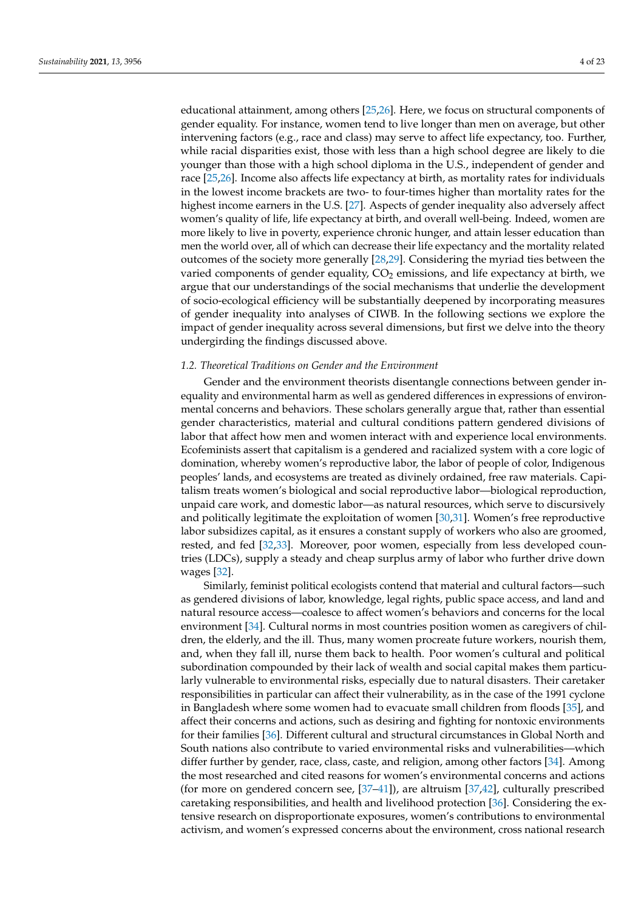educational attainment, among others [25,26]. Here, we focus on structural components of gender equality. For instance, women tend to live longer than men on average, but other intervening factors (e.g., race and class) may serve to affect life expectancy, too. Further, while racial disparities exist, those with less than a high school degree are likely to die younger than those with a high school diploma in the U.S., independent of gender and race [25,26]. Income also affects life expectancy at birth, as mortality rates for individuals in the lowest income brackets are two- to four-times higher than mortality rates for the highest income earners in the U.S. [27]. Aspects of gender inequality also adversely affect women's quality of life, life expectancy at birth, and overall well-being. Indeed, women are more likely to live in poverty, experience chronic hunger, and attain lesser education than men the world over, all of which can decrease their life expectancy and the mortality related outcomes of the society more generally [28,29]. Considering the myriad ties between the varied components of gender equality, $CO_2$ emissions, and life expectancy at birth, we argue that our understandings of the social mechanisms that underlie the development of socio-ecological efficiency will be substantially deepened by incorporating measures of gender inequality into analyses of CIWB. In the following sections we explore the impact of gender inequality across several dimensions, but first we delve into the theory undergirding the findings discussed above.

### *1.2. Theoretical Traditions on Gender and the Environment*

Gender and the environment theorists disentangle connections between gender inequality and environmental harm as well as gendered differences in expressions of environmental concerns and behaviors. These scholars generally argue that, rather than essential gender characteristics, material and cultural conditions pattern gendered divisions of labor that affect how men and women interact with and experience local environments. Ecofeminists assert that capitalism is a gendered and racialized system with a core logic of domination, whereby women's reproductive labor, the labor of people of color, Indigenous peoples' lands, and ecosystems are treated as divinely ordained, free raw materials. Capitalism treats women's biological and social reproductive labor—biological reproduction, unpaid care work, and domestic labor—as natural resources, which serve to discursively and politically legitimate the exploitation of women [30,31]. Women's free reproductive labor subsidizes capital, as it ensures a constant supply of workers who also are groomed, rested, and fed [32,33]. Moreover, poor women, especially from less developed countries (LDCs), supply a steady and cheap surplus army of labor who further drive down wages [32].

Similarly, feminist political ecologists contend that material and cultural factors—such as gendered divisions of labor, knowledge, legal rights, public space access, and land and natural resource access—coalesce to affect women's behaviors and concerns for the local environment [34]. Cultural norms in most countries position women as caregivers of children, the elderly, and the ill. Thus, many women procreate future workers, nourish them, and, when they fall ill, nurse them back to health. Poor women's cultural and political subordination compounded by their lack of wealth and social capital makes them particularly vulnerable to environmental risks, especially due to natural disasters. Their caretaker responsibilities in particular can affect their vulnerability, as in the case of the 1991 cyclone in Bangladesh where some women had to evacuate small children from floods [35], and affect their concerns and actions, such as desiring and fighting for nontoxic environments for their families [36]. Different cultural and structural circumstances in Global North and South nations also contribute to varied environmental risks and vulnerabilities—which differ further by gender, race, class, caste, and religion, among other factors [34]. Among the most researched and cited reasons for women's environmental concerns and actions (for more on gendered concern see, [37–41]), are altruism [37,42], culturally prescribed caretaking responsibilities, and health and livelihood protection [36]. Considering the extensive research on disproportionate exposures, women's contributions to environmental activism, and women's expressed concerns about the environment, cross national research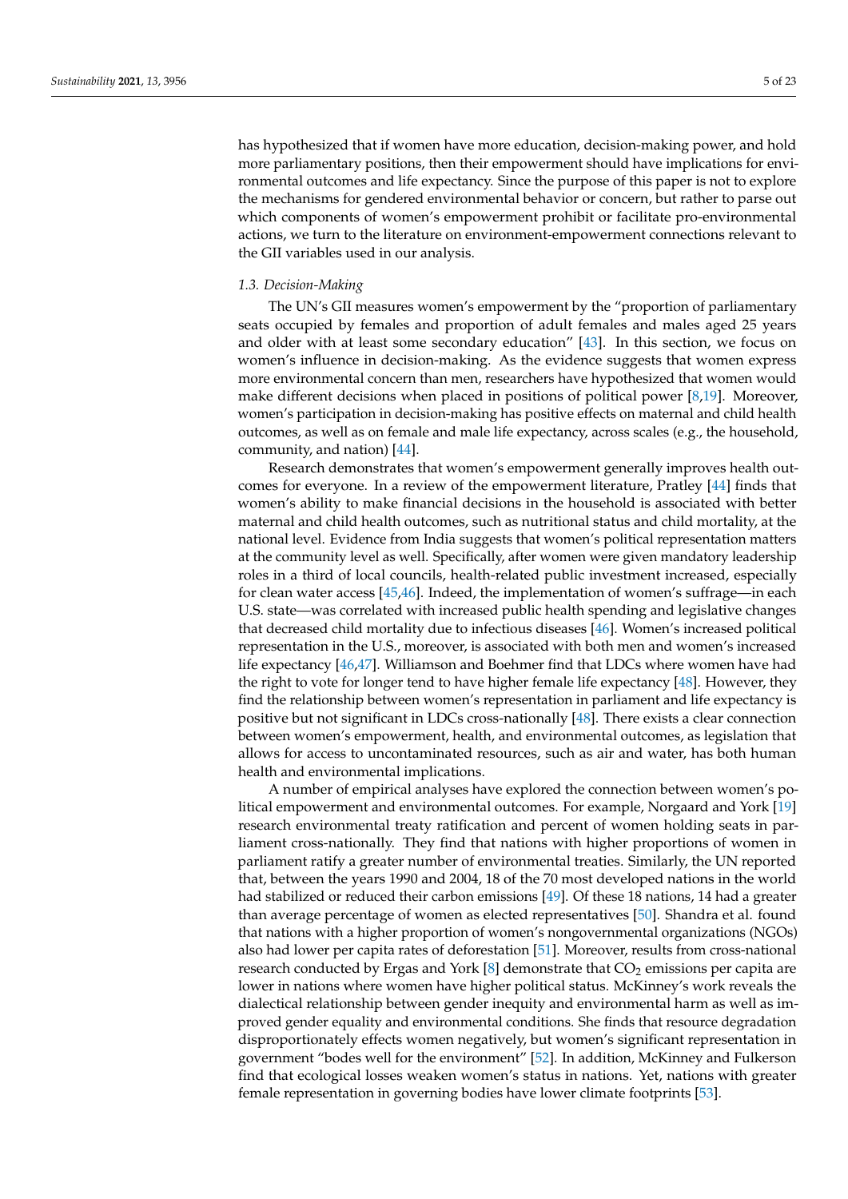has hypothesized that if women have more education, decision-making power, and hold more parliamentary positions, then their empowerment should have implications for environmental outcomes and life expectancy. Since the purpose of this paper is not to explore the mechanisms for gendered environmental behavior or concern, but rather to parse out which components of women's empowerment prohibit or facilitate pro-environmental actions, we turn to the literature on environment-empowerment connections relevant to the GII variables used in our analysis.

### *1.3. Decision-Making*

The UN's GII measures women's empowerment by the "proportion of parliamentary seats occupied by females and proportion of adult females and males aged 25 years and older with at least some secondary education" [43]. In this section, we focus on women's influence in decision-making. As the evidence suggests that women express more environmental concern than men, researchers have hypothesized that women would make different decisions when placed in positions of political power [8,19]. Moreover, women's participation in decision-making has positive effects on maternal and child health outcomes, as well as on female and male life expectancy, across scales (e.g., the household, community, and nation) [44].

Research demonstrates that women's empowerment generally improves health outcomes for everyone. In a review of the empowerment literature, Pratley [44] finds that women's ability to make financial decisions in the household is associated with better maternal and child health outcomes, such as nutritional status and child mortality, at the national level. Evidence from India suggests that women's political representation matters at the community level as well. Specifically, after women were given mandatory leadership roles in a third of local councils, health-related public investment increased, especially for clean water access [45,46]. Indeed, the implementation of women's suffrage—in each U.S. state—was correlated with increased public health spending and legislative changes that decreased child mortality due to infectious diseases [46]. Women's increased political representation in the U.S., moreover, is associated with both men and women's increased life expectancy [46,47]. Williamson and Boehmer find that LDCs where women have had the right to vote for longer tend to have higher female life expectancy [48]. However, they find the relationship between women's representation in parliament and life expectancy is positive but not significant in LDCs cross-nationally [48]. There exists a clear connection between women's empowerment, health, and environmental outcomes, as legislation that allows for access to uncontaminated resources, such as air and water, has both human health and environmental implications.

A number of empirical analyses have explored the connection between women's political empowerment and environmental outcomes. For example, Norgaard and York [19] research environmental treaty ratification and percent of women holding seats in parliament cross-nationally. They find that nations with higher proportions of women in parliament ratify a greater number of environmental treaties. Similarly, the UN reported that, between the years 1990 and 2004, 18 of the 70 most developed nations in the world had stabilized or reduced their carbon emissions [49]. Of these 18 nations, 14 had a greater than average percentage of women as elected representatives [50]. Shandra et al. found that nations with a higher proportion of women's nongovernmental organizations (NGOs) also had lower per capita rates of deforestation [51]. Moreover, results from cross-national research conducted by Ergas and York [8] demonstrate that $CO_2$ emissions per capita are lower in nations where women have higher political status. McKinney's work reveals the dialectical relationship between gender inequity and environmental harm as well as improved gender equality and environmental conditions. She finds that resource degradation disproportionately effects women negatively, but women's significant representation in government "bodes well for the environment" [52]. In addition, McKinney and Fulkerson find that ecological losses weaken women's status in nations. Yet, nations with greater female representation in governing bodies have lower climate footprints [53].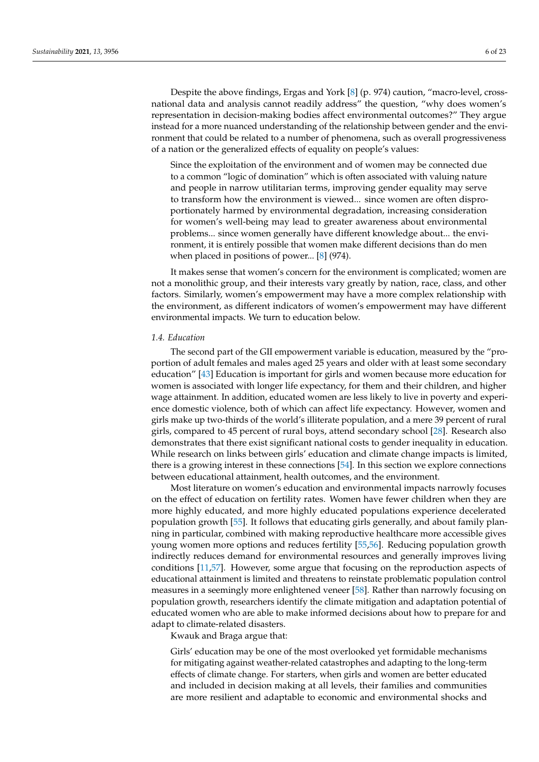Despite the above findings, Ergas and York [8] (p. 974) caution, "macro-level, cross-national data and analysis cannot readily address" the question, "why does women's representation in decision-making bodies affect environmental outcomes?" They argue instead for a more nuanced understanding of the relationship between gender and the environment that could be related to a number of phenomena, such as overall progressiveness of a nation or the generalized effects of equality on people's values:

> Since the exploitation of the environment and of women may be connected due to a common "logic of domination" which is often associated with valuing nature and people in narrow utilitarian terms, improving gender equality may serve to transform how the environment is viewed... since women are often disproportionately harmed by environmental degradation, increasing consideration for women's well-being may lead to greater awareness about environmental problems... since women generally have different knowledge about... the environment, it is entirely possible that women make different decisions than do men when placed in positions of power... [8] (974).

It makes sense that women's concern for the environment is complicated; women are not a monolithic group, and their interests vary greatly by nation, race, class, and other factors. Similarly, women's empowerment may have a more complex relationship with the environment, as different indicators of women's empowerment may have different environmental impacts. We turn to education below.

### *1.4. Education*

The second part of the GII empowerment variable is education, measured by the "proportion of adult females and males aged 25 years and older with at least some secondary education" [43] Education is important for girls and women because more education for women is associated with longer life expectancy, for them and their children, and higher wage attainment. In addition, educated women are less likely to live in poverty and experience domestic violence, both of which can affect life expectancy. However, women and girls make up two-thirds of the world's illiterate population, and a mere 39 percent of rural girls, compared to 45 percent of rural boys, attend secondary school [28]. Research also demonstrates that there exist significant national costs to gender inequality in education. While research on links between girls' education and climate change impacts is limited, there is a growing interest in these connections [54]. In this section we explore connections between educational attainment, health outcomes, and the environment.

Most literature on women's education and environmental impacts narrowly focuses on the effect of education on fertility rates. Women have fewer children when they are more highly educated, and more highly educated populations experience decelerated population growth [55]. It follows that educating girls generally, and about family planning in particular, combined with making reproductive healthcare more accessible gives young women more options and reduces fertility [55,56]. Reducing population growth indirectly reduces demand for environmental resources and generally improves living conditions [11,57]. However, some argue that focusing on the reproduction aspects of educational attainment is limited and threatens to reinstate problematic population control measures in a seemingly more enlightened veneer [58]. Rather than narrowly focusing on population growth, researchers identify the climate mitigation and adaptation potential of educated women who are able to make informed decisions about how to prepare for and adapt to climate-related disasters.

Kwauk and Braga argue that:

> Girls' education may be one of the most overlooked yet formidable mechanisms for mitigating against weather-related catastrophes and adapting to the long-term effects of climate change. For starters, when girls and women are better educated and included in decision making at all levels, their families and communities are more resilient and adaptable to economic and environmental shocks and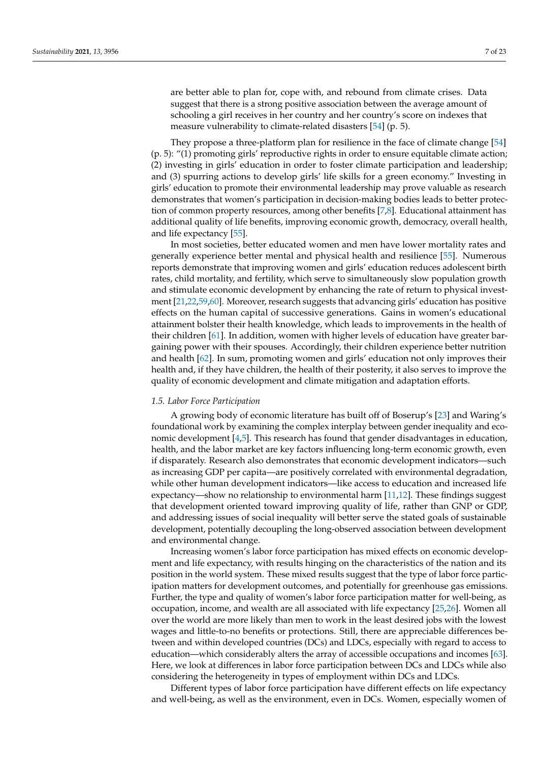are better able to plan for, cope with, and rebound from climate crises. Data suggest that there is a strong positive association between the average amount of schooling a girl receives in her country and her country's score on indexes that measure vulnerability to climate-related disasters [54] (p. 5).

They propose a three-platform plan for resilience in the face of climate change [54] (p. 5): "(1) promoting girls' reproductive rights in order to ensure equitable climate action; (2) investing in girls' education in order to foster climate participation and leadership; and (3) spurring actions to develop girls' life skills for a green economy." Investing in girls' education to promote their environmental leadership may prove valuable as research demonstrates that women's participation in decision-making bodies leads to better protection of common property resources, among other benefits [7,8]. Educational attainment has additional quality of life benefits, improving economic growth, democracy, overall health, and life expectancy [55].

In most societies, better educated women and men have lower mortality rates and generally experience better mental and physical health and resilience [55]. Numerous reports demonstrate that improving women and girls' education reduces adolescent birth rates, child mortality, and fertility, which serve to simultaneously slow population growth and stimulate economic development by enhancing the rate of return to physical investment [21,22,59,60]. Moreover, research suggests that advancing girls' education has positive effects on the human capital of successive generations. Gains in women's educational attainment bolster their health knowledge, which leads to improvements in the health of their children [61]. In addition, women with higher levels of education have greater bargaining power with their spouses. Accordingly, their children experience better nutrition and health [62]. In sum, promoting women and girls' education not only improves their health and, if they have children, the health of their posterity, it also serves to improve the quality of economic development and climate mitigation and adaptation efforts.

### 1.5. Labor Force Participation

A growing body of economic literature has built off of Boserup's [23] and Waring's foundational work by examining the complex interplay between gender inequality and economic development [4,5]. This research has found that gender disadvantages in education, health, and the labor market are key factors influencing long-term economic growth, even if disparately. Research also demonstrates that economic development indicators—such as increasing GDP per capita—are positively correlated with environmental degradation, while other human development indicators—like access to education and increased life expectancy—show no relationship to environmental harm [11,12]. These findings suggest that development oriented toward improving quality of life, rather than GNP or GDP, and addressing issues of social inequality will better serve the stated goals of sustainable development, potentially decoupling the long-observed association between development and environmental change.

Increasing women's labor force participation has mixed effects on economic development and life expectancy, with results hinging on the characteristics of the nation and its position in the world system. These mixed results suggest that the type of labor force participation matters for development outcomes, and potentially for greenhouse gas emissions. Further, the type and quality of women's labor force participation matter for well-being, as occupation, income, and wealth are all associated with life expectancy [25,26]. Women all over the world are more likely than men to work in the least desired jobs with the lowest wages and little-to-no benefits or protections. Still, there are appreciable differences between and within developed countries (DCs) and LDCs, especially with regard to access to education—which considerably alters the array of accessible occupations and incomes [63]. Here, we look at differences in labor force participation between DCs and LDCs while also considering the heterogeneity in types of employment within DCs and LDCs.

Different types of labor force participation have different effects on life expectancy and well-being, as well as the environment, even in DCs. Women, especially women of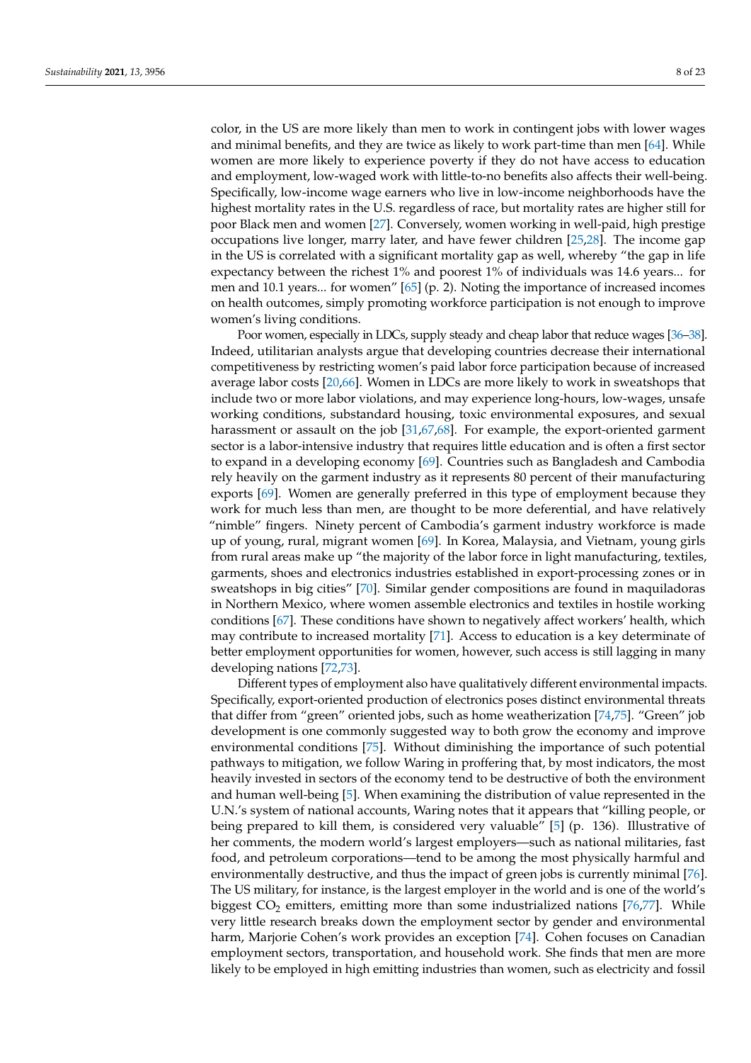color, in the US are more likely than men to work in contingent jobs with lower wages and minimal benefits, and they are twice as likely to work part-time than men [64]. While women are more likely to experience poverty if they do not have access to education and employment, low-waged work with little-to-no benefits also affects their well-being. Specifically, low-income wage earners who live in low-income neighborhoods have the highest mortality rates in the U.S. regardless of race, but mortality rates are higher still for poor Black men and women [27]. Conversely, women working in well-paid, high prestige occupations live longer, marry later, and have fewer children [25,28]. The income gap in the US is correlated with a significant mortality gap as well, whereby "the gap in life expectancy between the richest 1% and poorest 1% of individuals was 14.6 years... for men and 10.1 years... for women" [65] (p. 2). Noting the importance of increased incomes on health outcomes, simply promoting workforce participation is not enough to improve women's living conditions.

Poor women, especially in LDCs, supply steady and cheap labor that reduce wages [36–38]. Indeed, utilitarian analysts argue that developing countries decrease their international competitiveness by restricting women's paid labor force participation because of increased average labor costs [20,66]. Women in LDCs are more likely to work in sweatshops that include two or more labor violations, and may experience long-hours, low-wages, unsafe working conditions, substandard housing, toxic environmental exposures, and sexual harassment or assault on the job [31,67,68]. For example, the export-oriented garment sector is a labor-intensive industry that requires little education and is often a first sector to expand in a developing economy [69]. Countries such as Bangladesh and Cambodia rely heavily on the garment industry as it represents 80 percent of their manufacturing exports [69]. Women are generally preferred in this type of employment because they work for much less than men, are thought to be more deferential, and have relatively "nimble" fingers. Ninety percent of Cambodia's garment industry workforce is made up of young, rural, migrant women [69]. In Korea, Malaysia, and Vietnam, young girls from rural areas make up "the majority of the labor force in light manufacturing, textiles, garments, shoes and electronics industries established in export-processing zones or in sweatshops in big cities" [70]. Similar gender compositions are found in maquiladoras in Northern Mexico, where women assemble electronics and textiles in hostile working conditions [67]. These conditions have shown to negatively affect workers' health, which may contribute to increased mortality [71]. Access to education is a key determinate of better employment opportunities for women, however, such access is still lagging in many developing nations [72,73].

Different types of employment also have qualitatively different environmental impacts. Specifically, export-oriented production of electronics poses distinct environmental threats that differ from "green" oriented jobs, such as home weatherization [74,75]. "Green" job development is one commonly suggested way to both grow the economy and improve environmental conditions [75]. Without diminishing the importance of such potential pathways to mitigation, we follow Waring in proffering that, by most indicators, the most heavily invested in sectors of the economy tend to be destructive of both the environment and human well-being [5]. When examining the distribution of value represented in the U.N.'s system of national accounts, Waring notes that it appears that "killing people, or being prepared to kill them, is considered very valuable" [5] (p. 136). Illustrative of her comments, the modern world's largest employers—such as national militaries, fast food, and petroleum corporations—tend to be among the most physically harmful and environmentally destructive, and thus the impact of green jobs is currently minimal [76]. The US military, for instance, is the largest employer in the world and is one of the world's biggest $CO_2$ emitters, emitting more than some industrialized nations [76,77]. While very little research breaks down the employment sector by gender and environmental harm, Marjorie Cohen's work provides an exception [74]. Cohen focuses on Canadian employment sectors, transportation, and household work. She finds that men are more likely to be employed in high emitting industries than women, such as electricity and fossil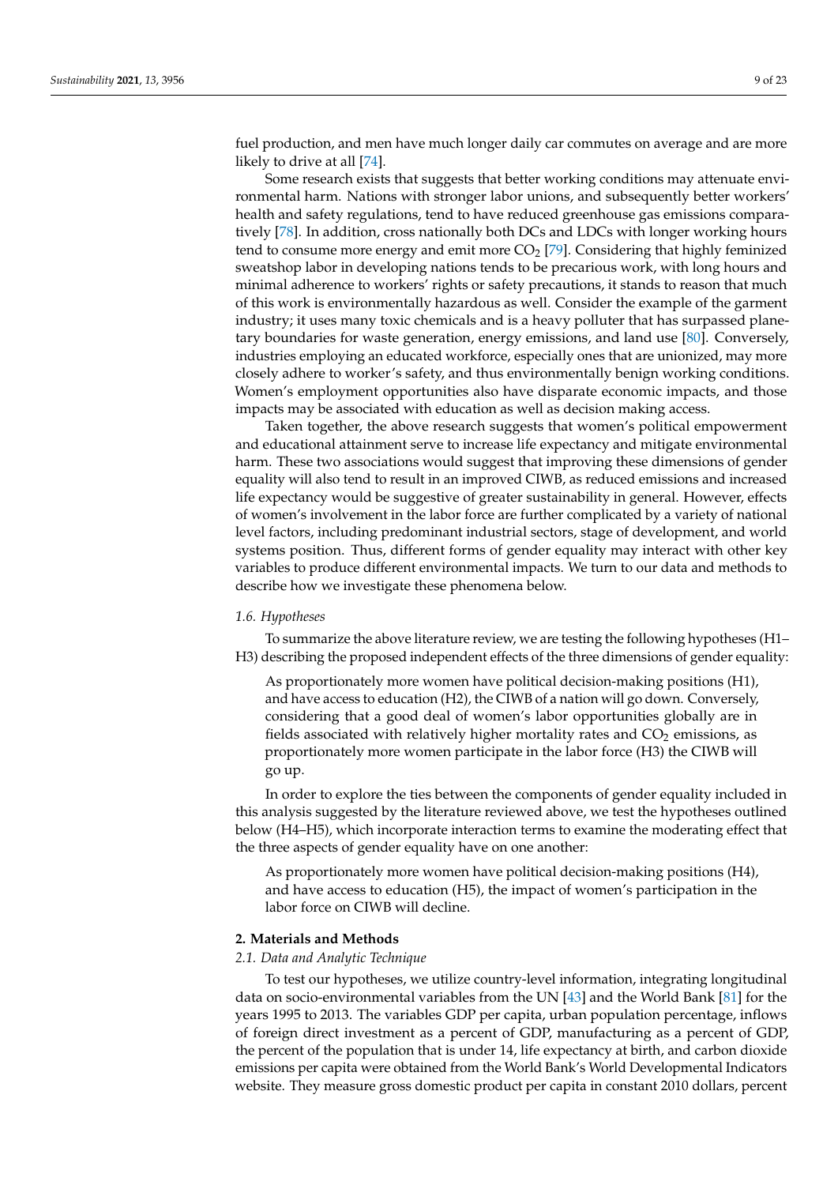fuel production, and men have much longer daily car commutes on average and are more likely to drive at all [74].

Some research exists that suggests that better working conditions may attenuate environmental harm. Nations with stronger labor unions, and subsequently better workers' health and safety regulations, tend to have reduced greenhouse gas emissions comparatively [78]. In addition, cross nationally both DCs and LDCs with longer working hours tend to consume more energy and emit more $CO_2$ [79]. Considering that highly feminized sweatshop labor in developing nations tends to be precarious work, with long hours and minimal adherence to workers' rights or safety precautions, it stands to reason that much of this work is environmentally hazardous as well. Consider the example of the garment industry; it uses many toxic chemicals and is a heavy polluter that has surpassed planetary boundaries for waste generation, energy emissions, and land use [80]. Conversely, industries employing an educated workforce, especially ones that are unionized, may more closely adhere to worker's safety, and thus environmentally benign working conditions. Women's employment opportunities also have disparate economic impacts, and those impacts may be associated with education as well as decision making access.

Taken together, the above research suggests that women's political empowerment and educational attainment serve to increase life expectancy and mitigate environmental harm. These two associations would suggest that improving these dimensions of gender equality will also tend to result in an improved CIWB, as reduced emissions and increased life expectancy would be suggestive of greater sustainability in general. However, effects of women's involvement in the labor force are further complicated by a variety of national level factors, including predominant industrial sectors, stage of development, and world systems position. Thus, different forms of gender equality may interact with other key variables to produce different environmental impacts. We turn to our data and methods to describe how we investigate these phenomena below.

### *1.6. Hypotheses*

To summarize the above literature review, we are testing the following hypotheses (H1–H3) describing the proposed independent effects of the three dimensions of gender equality:

> As proportionately more women have political decision-making positions (H1), and have access to education (H2), the CIWB of a nation will go down. Conversely, considering that a good deal of women's labor opportunities globally are in fields associated with relatively higher mortality rates and $CO_2$ emissions, as proportionately more women participate in the labor force (H3) the CIWB will go up.

In order to explore the ties between the components of gender equality included in this analysis suggested by the literature reviewed above, we test the hypotheses outlined below (H4–H5), which incorporate interaction terms to examine the moderating effect that the three aspects of gender equality have on one another:

> As proportionately more women have political decision-making positions (H4), and have access to education (H5), the impact of women's participation in the labor force on CIWB will decline.

## **2. Materials and Methods**

### *2.1. Data and Analytic Technique*

To test our hypotheses, we utilize country-level information, integrating longitudinal data on socio-environmental variables from the UN [43] and the World Bank [81] for the years 1995 to 2013. The variables GDP per capita, urban population percentage, inflows of foreign direct investment as a percent of GDP, manufacturing as a percent of GDP, the percent of the population that is under 14, life expectancy at birth, and carbon dioxide emissions per capita were obtained from the World Bank's World Developmental Indicators website. They measure gross domestic product per capita in constant 2010 dollars, percent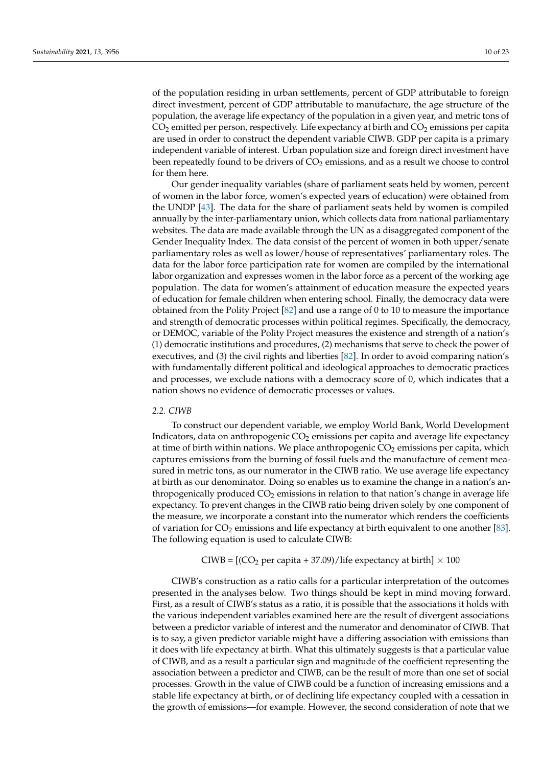of the population residing in urban settlements, percent of GDP attributable to foreign direct investment, percent of GDP attributable to manufacture, the age structure of the population, the average life expectancy of the population in a given year, and metric tons of $CO_2$ emitted per person, respectively. Life expectancy at birth and $CO_2$ emissions per capita are used in order to construct the dependent variable CIWB. GDP per capita is a primary independent variable of interest. Urban population size and foreign direct investment have been repeatedly found to be drivers of $CO_2$ emissions, and as a result we choose to control for them here.

Our gender inequality variables (share of parliament seats held by women, percent of women in the labor force, women's expected years of education) were obtained from the UNDP [43]. The data for the share of parliament seats held by women is compiled annually by the inter-parliamentary union, which collects data from national parliamentary websites. The data are made available through the UN as a disaggregated component of the Gender Inequality Index. The data consist of the percent of women in both upper/senate parliamentary roles as well as lower/house of representatives' parliamentary roles. The data for the labor force participation rate for women are compiled by the international labor organization and expresses women in the labor force as a percent of the working age population. The data for women's attainment of education measure the expected years of education for female children when entering school. Finally, the democracy data were obtained from the Polity Project [82] and use a range of 0 to 10 to measure the importance and strength of democratic processes within political regimes. Specifically, the democracy, or DEMOC, variable of the Polity Project measures the existence and strength of a nation's (1) democratic institutions and procedures, (2) mechanisms that serve to check the power of executives, and (3) the civil rights and liberties [82]. In order to avoid comparing nation's with fundamentally different political and ideological approaches to democratic practices and processes, we exclude nations with a democracy score of 0, which indicates that a nation shows no evidence of democratic processes or values.

### 2.2. CIWB

To construct our dependent variable, we employ World Bank, World Development Indicators, data on anthropogenic $CO_2$ emissions per capita and average life expectancy at time of birth within nations. We place anthropogenic $CO_2$ emissions per capita, which captures emissions from the burning of fossil fuels and the manufacture of cement measured in metric tons, as our numerator in the CIWB ratio. We use average life expectancy at birth as our denominator. Doing so enables us to examine the change in a nation's anthropogenically produced $CO_2$ emissions in relation to that nation's change in average life expectancy. To prevent changes in the CIWB ratio being driven solely by one component of the measure, we incorporate a constant into the numerator which renders the coefficients of variation for $CO_2$ emissions and life expectancy at birth equivalent to one another [83]. The following equation is used to calculate CIWB:

$$\text{CIWB} = [(\text{CO}_2 \text{ per capita} + 37.09)/\text{life expectancy at birth}] \times 100$$

CIWB's construction as a ratio calls for a particular interpretation of the outcomes presented in the analyses below. Two things should be kept in mind moving forward. First, as a result of CIWB's status as a ratio, it is possible that the associations it holds with the various independent variables examined here are the result of divergent associations between a predictor variable of interest and the numerator and denominator of CIWB. That is to say, a given predictor variable might have a differing association with emissions than it does with life expectancy at birth. What this ultimately suggests is that a particular value of CIWB, and as a result a particular sign and magnitude of the coefficient representing the association between a predictor and CIWB, can be the result of more than one set of social processes. Growth in the value of CIWB could be a function of increasing emissions and a stable life expectancy at birth, or of declining life expectancy coupled with a cessation in the growth of emissions—for example. However, the second consideration of note that we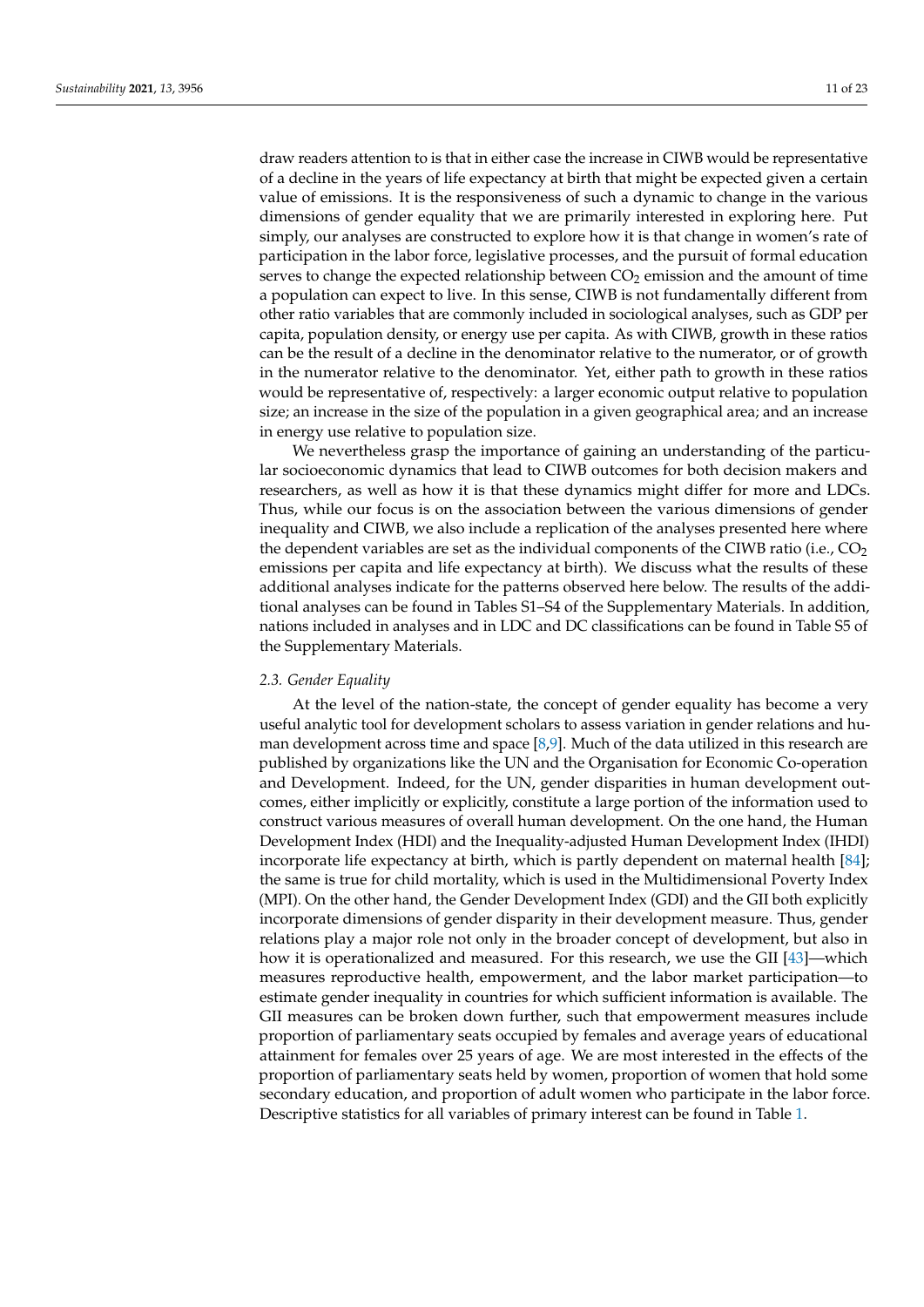draw readers attention to is that in either case the increase in CIWB would be representative of a decline in the years of life expectancy at birth that might be expected given a certain value of emissions. It is the responsiveness of such a dynamic to change in the various dimensions of gender equality that we are primarily interested in exploring here. Put simply, our analyses are constructed to explore how it is that change in women's rate of participation in the labor force, legislative processes, and the pursuit of formal education serves to change the expected relationship between $CO_2$ emission and the amount of time a population can expect to live. In this sense, CIWB is not fundamentally different from other ratio variables that are commonly included in sociological analyses, such as GDP per capita, population density, or energy use per capita. As with CIWB, growth in these ratios can be the result of a decline in the denominator relative to the numerator, or of growth in the numerator relative to the denominator. Yet, either path to growth in these ratios would be representative of, respectively: a larger economic output relative to population size; an increase in the size of the population in a given geographical area; and an increase in energy use relative to population size.

We nevertheless grasp the importance of gaining an understanding of the particular socioeconomic dynamics that lead to CIWB outcomes for both decision makers and researchers, as well as how it is that these dynamics might differ for more and LDCs. Thus, while our focus is on the association between the various dimensions of gender inequality and CIWB, we also include a replication of the analyses presented here where the dependent variables are set as the individual components of the CIWB ratio (i.e., $CO_2$ emissions per capita and life expectancy at birth). We discuss what the results of these additional analyses indicate for the patterns observed here below. The results of the additional analyses can be found in Tables S1–S4 of the Supplementary Materials. In addition, nations included in analyses and in LDC and DC classifications can be found in Table S5 of the Supplementary Materials.

### *2.3. Gender Equality*

At the level of the nation-state, the concept of gender equality has become a very useful analytic tool for development scholars to assess variation in gender relations and human development across time and space [8,9]. Much of the data utilized in this research are published by organizations like the UN and the Organisation for Economic Co-operation and Development. Indeed, for the UN, gender disparities in human development outcomes, either implicitly or explicitly, constitute a large portion of the information used to construct various measures of overall human development. On the one hand, the Human Development Index (HDI) and the Inequality-adjusted Human Development Index (IHDI) incorporate life expectancy at birth, which is partly dependent on maternal health [84]; the same is true for child mortality, which is used in the Multidimensional Poverty Index (MPI). On the other hand, the Gender Development Index (GDI) and the GII both explicitly incorporate dimensions of gender disparity in their development measure. Thus, gender relations play a major role not only in the broader concept of development, but also in how it is operationalized and measured. For this research, we use the GII [43]—which measures reproductive health, empowerment, and the labor market participation—to estimate gender inequality in countries for which sufficient information is available. The GII measures can be broken down further, such that empowerment measures include proportion of parliamentary seats occupied by females and average years of educational attainment for females over 25 years of age. We are most interested in the effects of the proportion of parliamentary seats held by women, proportion of women that hold some secondary education, and proportion of adult women who participate in the labor force. Descriptive statistics for all variables of primary interest can be found in Table 1.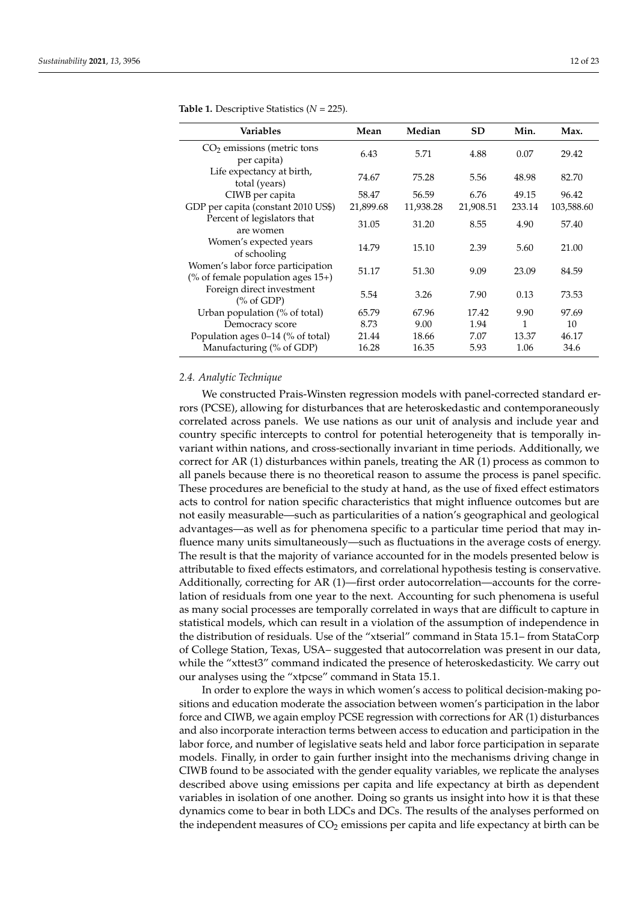**Table 1.** Descriptive Statistics ($N$ = 225).

| Variables | Mean | Median | SD | Min. | Max. |
|---|---|---|---|---|---|
| $CO_2$ emissions (metric tons per capita) | 6.43 | 5.71 | 4.88 | 0.07 | 29.42 |
| Life expectancy at birth, total (years) | 74.67 | 75.28 | 5.56 | 48.98 | 82.70 |
| CIWB per capita | 58.47 | 56.59 | 6.76 | 49.15 | 96.42 |
| GDP per capita (constant 2010 US$) | 21,899.68 | 11,938.28 | 21,908.51 | 233.14 | 103,588.60 |
| Percent of legislators that are women | 31.05 | 31.20 | 8.55 | 4.90 | 57.40 |
| Women's expected years of schooling | 14.79 | 15.10 | 2.39 | 5.60 | 21.00 |
| Women's labor force participation (% of female population ages 15+) | 51.17 | 51.30 | 9.09 | 23.09 | 84.59 |
| Foreign direct investment (% of GDP) | 5.54 | 3.26 | 7.90 | 0.13 | 73.53 |
| Urban population (% of total) | 65.79 | 67.96 | 17.42 | 9.90 | 97.69 |
| Democracy score | 8.73 | 9.00 | 1.94 | 1 | 10 |
| Population ages 0–14 (% of total) | 21.44 | 18.66 | 7.07 | 13.37 | 46.17 |
| Manufacturing (% of GDP) | 16.28 | 16.35 | 5.93 | 1.06 | 34.6 |

### *2.4. Analytic Technique*

We constructed Prais-Winsten regression models with panel-corrected standard errors (PCSE), allowing for disturbances that are heteroskedastic and contemporaneously correlated across panels. We use nations as our unit of analysis and include year and country specific intercepts to control for potential heterogeneity that is temporally invariant within nations, and cross-sectionally invariant in time periods. Additionally, we correct for AR (1) disturbances within panels, treating the AR (1) process as common to all panels because there is no theoretical reason to assume the process is panel specific. These procedures are beneficial to the study at hand, as the use of fixed effect estimators acts to control for nation specific characteristics that might influence outcomes but are not easily measurable—such as particularities of a nation's geographical and geological advantages—as well as for phenomena specific to a particular time period that may influence many units simultaneously—such as fluctuations in the average costs of energy. The result is that the majority of variance accounted for in the models presented below is attributable to fixed effects estimators, and correlational hypothesis testing is conservative. Additionally, correcting for AR (1)—first order autocorrelation—accounts for the correlation of residuals from one year to the next. Accounting for such phenomena is useful as many social processes are temporally correlated in ways that are difficult to capture in statistical models, which can result in a violation of the assumption of independence in the distribution of residuals. Use of the "xtserial" command in Stata 15.1– from StataCorp of College Station, Texas, USA– suggested that autocorrelation was present in our data, while the "xttest3" command indicated the presence of heteroskedasticity. We carry out our analyses using the "xtpcse" command in Stata 15.1.

In order to explore the ways in which women's access to political decision-making positions and education moderate the association between women's participation in the labor force and CIWB, we again employ PCSE regression with corrections for AR (1) disturbances and also incorporate interaction terms between access to education and participation in the labor force, and number of legislative seats held and labor force participation in separate models. Finally, in order to gain further insight into the mechanisms driving change in CIWB found to be associated with the gender equality variables, we replicate the analyses described above using emissions per capita and life expectancy at birth as dependent variables in isolation of one another. Doing so grants us insight into how it is that these dynamics come to bear in both LDCs and DCs. The results of the analyses performed on the independent measures of $CO_2$ emissions per capita and life expectancy at birth can be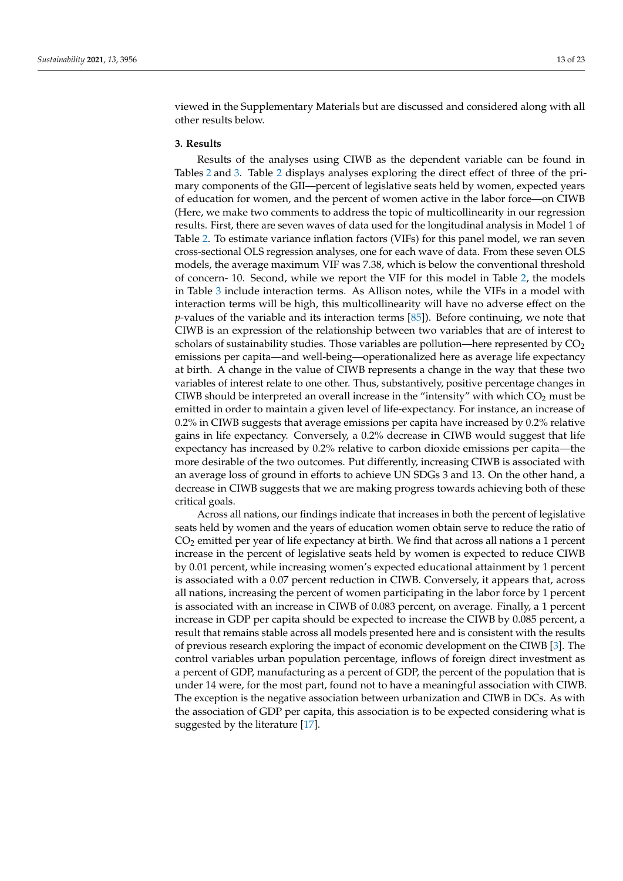viewed in the Supplementary Materials but are discussed and considered along with all other results below.

## 3. Results

Results of the analyses using CIWB as the dependent variable can be found in Tables 2 and 3. Table 2 displays analyses exploring the direct effect of three of the primary components of the GII—percent of legislative seats held by women, expected years of education for women, and the percent of women active in the labor force—on CIWB (Here, we make two comments to address the topic of multicollinearity in our regression results. First, there are seven waves of data used for the longitudinal analysis in Model 1 of Table 2. To estimate variance inflation factors (VIFs) for this panel model, we ran seven cross-sectional OLS regression analyses, one for each wave of data. From these seven OLS models, the average maximum VIF was 7.38, which is below the conventional threshold of concern- 10. Second, while we report the VIF for this model in Table 2, the models in Table 3 include interaction terms. As Allison notes, while the VIFs in a model with interaction terms will be high, this multicollinearity will have no adverse effect on the *p*-values of the variable and its interaction terms [85]). Before continuing, we note that CIWB is an expression of the relationship between two variables that are of interest to scholars of sustainability studies. Those variables are pollution—here represented by $CO_2$ emissions per capita—and well-being—operationalized here as average life expectancy at birth. A change in the value of CIWB represents a change in the way that these two variables of interest relate to one other. Thus, substantively, positive percentage changes in CIWB should be interpreted an overall increase in the "intensity" with which $CO_2$ must be emitted in order to maintain a given level of life-expectancy. For instance, an increase of 0.2% in CIWB suggests that average emissions per capita have increased by 0.2% relative gains in life expectancy. Conversely, a 0.2% decrease in CIWB would suggest that life expectancy has increased by 0.2% relative to carbon dioxide emissions per capita—the more desirable of the two outcomes. Put differently, increasing CIWB is associated with an average loss of ground in efforts to achieve UN SDGs 3 and 13. On the other hand, a decrease in CIWB suggests that we are making progress towards achieving both of these critical goals.

Across all nations, our findings indicate that increases in both the percent of legislative seats held by women and the years of education women obtain serve to reduce the ratio of $CO_2$ emitted per year of life expectancy at birth. We find that across all nations a 1 percent increase in the percent of legislative seats held by women is expected to reduce CIWB by 0.01 percent, while increasing women's expected educational attainment by 1 percent is associated with a 0.07 percent reduction in CIWB. Conversely, it appears that, across all nations, increasing the percent of women participating in the labor force by 1 percent is associated with an increase in CIWB of 0.083 percent, on average. Finally, a 1 percent increase in GDP per capita should be expected to increase the CIWB by 0.085 percent, a result that remains stable across all models presented here and is consistent with the results of previous research exploring the impact of economic development on the CIWB [3]. The control variables urban population percentage, inflows of foreign direct investment as a percent of GDP, manufacturing as a percent of GDP, the percent of the population that is under 14 were, for the most part, found not to have a meaningful association with CIWB. The exception is the negative association between urbanization and CIWB in DCs. As with the association of GDP per capita, this association is to be expected considering what is suggested by the literature [17].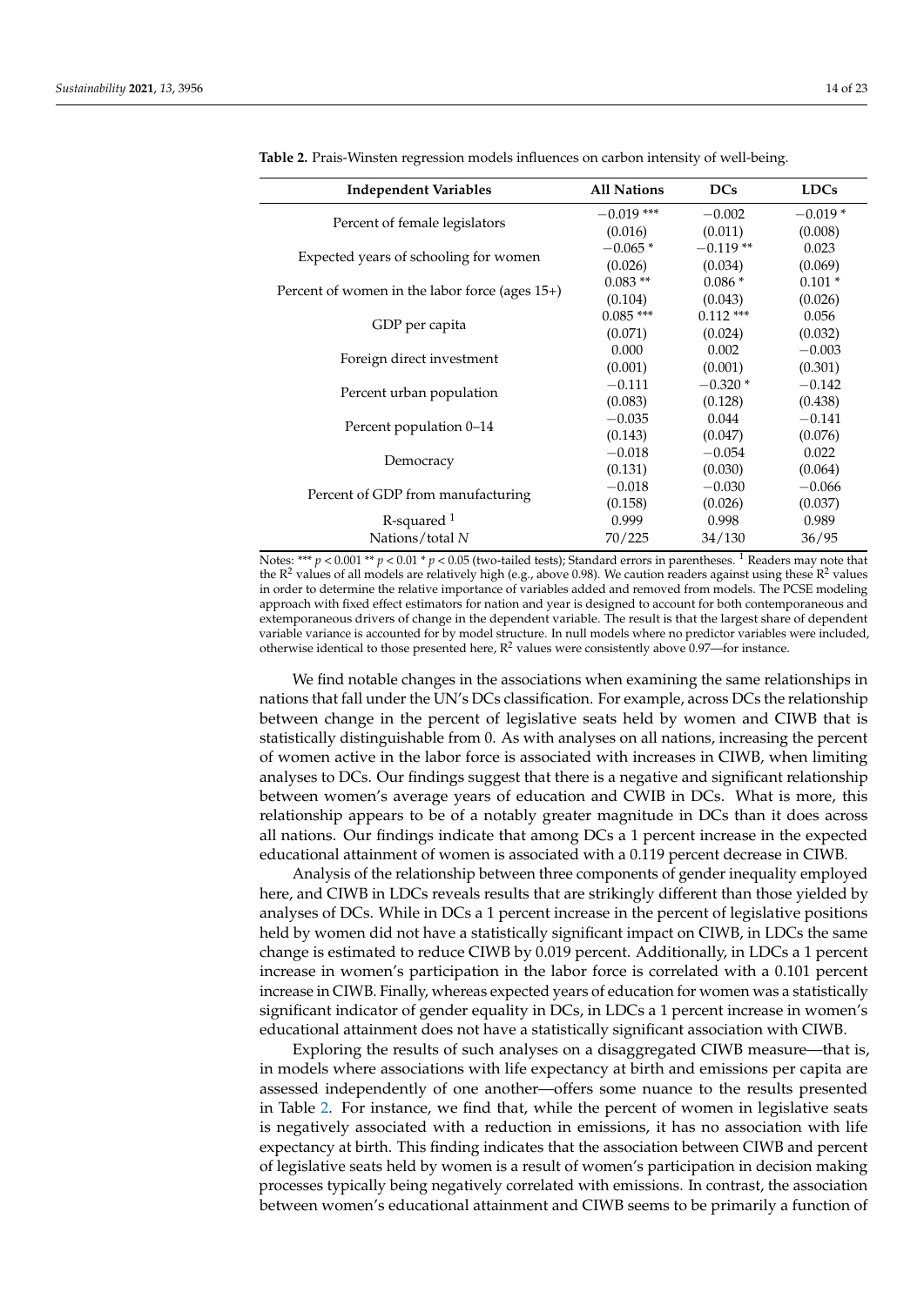**Table 2.** Prais-Winsten regression models influences on carbon intensity of well-being.

| Independent Variables | All Nations | DCs | LDCs |
|---|---|---|---|
| Percent of female legislators | −0.019 *** | −0.002 | −0.019 * |
| | (0.016) | (0.011) | (0.008) |
| Expected years of schooling for women | −0.065 * | −0.119 ** | 0.023 |
| | (0.026) | (0.034) | (0.069) |
| Percent of women in the labor force (ages 15+) | 0.083 ** | 0.086 * | 0.101 * |
| | (0.104) | (0.043) | (0.026) |
| GDP per capita | 0.085 *** | 0.112 *** | 0.056 |
| | (0.071) | (0.024) | (0.032) |
| Foreign direct investment | 0.000 | 0.002 | −0.003 |
| | (0.001) | (0.001) | (0.301) |
| Percent urban population | −0.111 | −0.320 * | −0.142 |
| | (0.083) | (0.128) | (0.438) |
| Percent population 0–14 | −0.035 | 0.044 | −0.141 |
| | (0.143) | (0.047) | (0.076) |
| Democracy | −0.018 | −0.054 | 0.022 |
| | (0.131) | (0.030) | (0.064) |
| Percent of GDP from manufacturing | −0.018 | −0.030 | −0.066 |
| | (0.158) | (0.026) | (0.037) |
| R-squared [1] | 0.999 | 0.998 | 0.989 |
| Nations/total *N* | 70/225 | 34/130 | 36/95 |

Notes: *** $p < 0.001$ ** $p < 0.01$ * $p < 0.05$ (two-tailed tests); Standard errors in parentheses. [1] Readers may note that the $R^2$ values of all models are relatively high (e.g., above 0.98). We caution readers against using these $R^2$ values in order to determine the relative importance of variables added and removed from models. The PCSE modeling approach with fixed effect estimators for nation and year is designed to account for both contemporaneous and extemporaneous drivers of change in the dependent variable. The result is that the largest share of dependent variable variance is accounted for by model structure. In null models where no predictor variables were included, otherwise identical to those presented here, $R^2$ values were consistently above 0.97—for instance.

We find notable changes in the associations when examining the same relationships in nations that fall under the UN's DCs classification. For example, across DCs the relationship between change in the percent of legislative seats held by women and CIWB that is statistically distinguishable from 0. As with analyses on all nations, increasing the percent of women active in the labor force is associated with increases in CIWB, when limiting analyses to DCs. Our findings suggest that there is a negative and significant relationship between women's average years of education and CWIB in DCs. What is more, this relationship appears to be of a notably greater magnitude in DCs than it does across all nations. Our findings indicate that among DCs a 1 percent increase in the expected educational attainment of women is associated with a 0.119 percent decrease in CIWB.

Analysis of the relationship between three components of gender inequality employed here, and CIWB in LDCs reveals results that are strikingly different than those yielded by analyses of DCs. While in DCs a 1 percent increase in the percent of legislative positions held by women did not have a statistically significant impact on CIWB, in LDCs the same change is estimated to reduce CIWB by 0.019 percent. Additionally, in LDCs a 1 percent increase in women's participation in the labor force is correlated with a 0.101 percent increase in CIWB. Finally, whereas expected years of education for women was a statistically significant indicator of gender equality in DCs, in LDCs a 1 percent increase in women's educational attainment does not have a statistically significant association with CIWB.

Exploring the results of such analyses on a disaggregated CIWB measure—that is, in models where associations with life expectancy at birth and emissions per capita are assessed independently of one another—offers some nuance to the results presented in Table 2. For instance, we find that, while the percent of women in legislative seats is negatively associated with a reduction in emissions, it has no association with life expectancy at birth. This finding indicates that the association between CIWB and percent of legislative seats held by women is a result of women's participation in decision making processes typically being negatively correlated with emissions. In contrast, the association between women's educational attainment and CIWB seems to be primarily a function of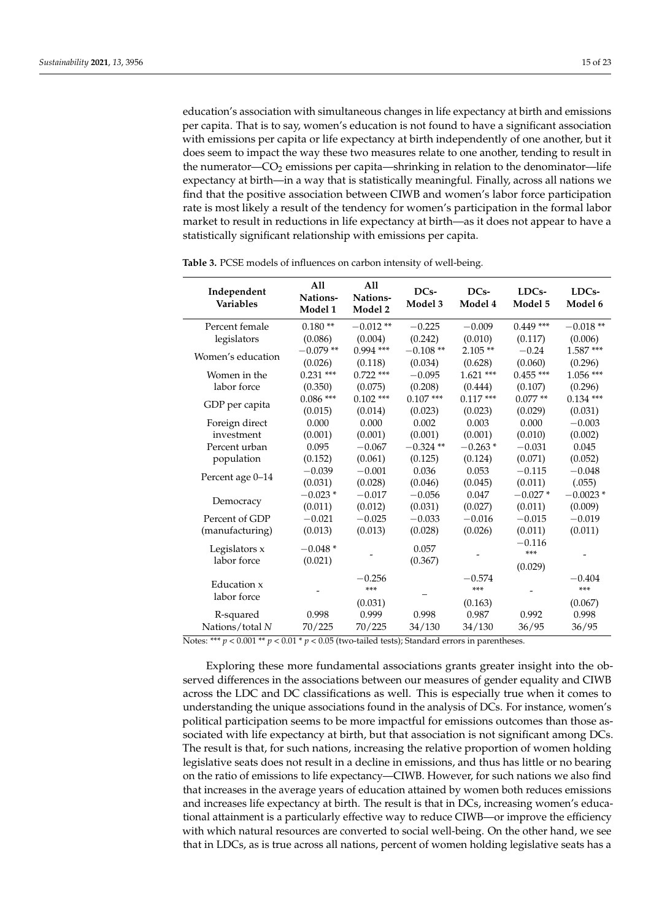education's association with simultaneous changes in life expectancy at birth and emissions per capita. That is to say, women's education is not found to have a significant association with emissions per capita or life expectancy at birth independently of one another, but it does seem to impact the way these two measures relate to one another, tending to result in the numerator—$CO_2$ emissions per capita—shrinking in relation to the denominator—life expectancy at birth—in a way that is statistically meaningful. Finally, across all nations we find that the positive association between CIWB and women's labor force participation rate is most likely a result of the tendency for women's participation in the formal labor market to result in reductions in life expectancy at birth—as it does not appear to have a statistically significant relationship with emissions per capita.

**Table 3.** PCSE models of influences on carbon intensity of well-being.

| Independent Variables | All Nations-Model 1 | All Nations-Model 2 | DCs-Model 3 | DCs-Model 4 | LDCs-Model 5 | LDCs-Model 6 |
|---|---|---|---|---|---|---|
| Percent female legislators | 0.180 ** (0.086) | −0.012 ** (0.004) | −0.225 (0.242) | −0.009 (0.010) | 0.449 *** (0.117) | −0.018 ** (0.006) |
| Women's education | −0.079 ** (0.026) | 0.994 *** (0.118) | −0.108 ** (0.034) | 2.105 ** (0.628) | −0.24 (0.060) | 1.587 *** (0.296) |
| Women in the labor force | 0.231 *** (0.350) | 0.722 *** (0.075) | −0.095 (0.208) | 1.621 *** (0.444) | 0.455 *** (0.107) | 1.056 *** (0.296) |
| GDP per capita | 0.086 *** (0.015) | 0.102 *** (0.014) | 0.107 *** (0.023) | 0.117 *** (0.023) | 0.077 ** (0.029) | 0.134 *** (0.031) |
| Foreign direct investment | 0.000 (0.001) | 0.000 (0.001) | 0.002 (0.001) | 0.003 (0.001) | 0.000 (0.010) | −0.003 (0.002) |
| Percent urban population | 0.095 (0.152) | −0.067 (0.061) | −0.324 ** (0.125) | −0.263 * (0.124) | −0.031 (0.071) | 0.045 (0.052) |
| Percent age 0–14 | −0.039 (0.031) | −0.001 (0.028) | 0.036 (0.046) | 0.053 (0.045) | −0.115 (0.011) | −0.048 (.055) |
| Democracy | −0.023 * (0.011) | −0.017 (0.012) | −0.056 (0.031) | 0.047 (0.027) | −0.027 * (0.011) | −0.0023 * (0.009) |
| Percent of GDP (manufacturing) | −0.021 (0.013) | −0.025 (0.013) | −0.033 (0.028) | −0.016 (0.026) | −0.015 (0.011) | −0.019 (0.011) |
| Legislators x labor force | −0.048 * (0.021) | - | 0.057 (0.367) | - | −0.116 *** (0.029) | - |
| Education x labor force | - | −0.256 *** (0.031) | – | −0.574 *** (0.163) | - | −0.404 *** (0.067) |
| R-squared | 0.998 | 0.999 | 0.998 | 0.987 | 0.992 | 0.998 |
| Nations/total *N* | 70/225 | 70/225 | 34/130 | 34/130 | 36/95 | 36/95 |

Notes: *** $p < 0.001$ ** $p < 0.01$ * $p < 0.05$ (two-tailed tests); Standard errors in parentheses.

Exploring these more fundamental associations grants greater insight into the observed differences in the associations between our measures of gender equality and CIWB across the LDC and DC classifications as well. This is especially true when it comes to understanding the unique associations found in the analysis of DCs. For instance, women's political participation seems to be more impactful for emissions outcomes than those associated with life expectancy at birth, but that association is not significant among DCs. The result is that, for such nations, increasing the relative proportion of women holding legislative seats does not result in a decline in emissions, and thus has little or no bearing on the ratio of emissions to life expectancy—CIWB. However, for such nations we also find that increases in the average years of education attained by women both reduces emissions and increases life expectancy at birth. The result is that in DCs, increasing women's educational attainment is a particularly effective way to reduce CIWB—or improve the efficiency with which natural resources are converted to social well-being. On the other hand, we see that in LDCs, as is true across all nations, percent of women holding legislative seats has a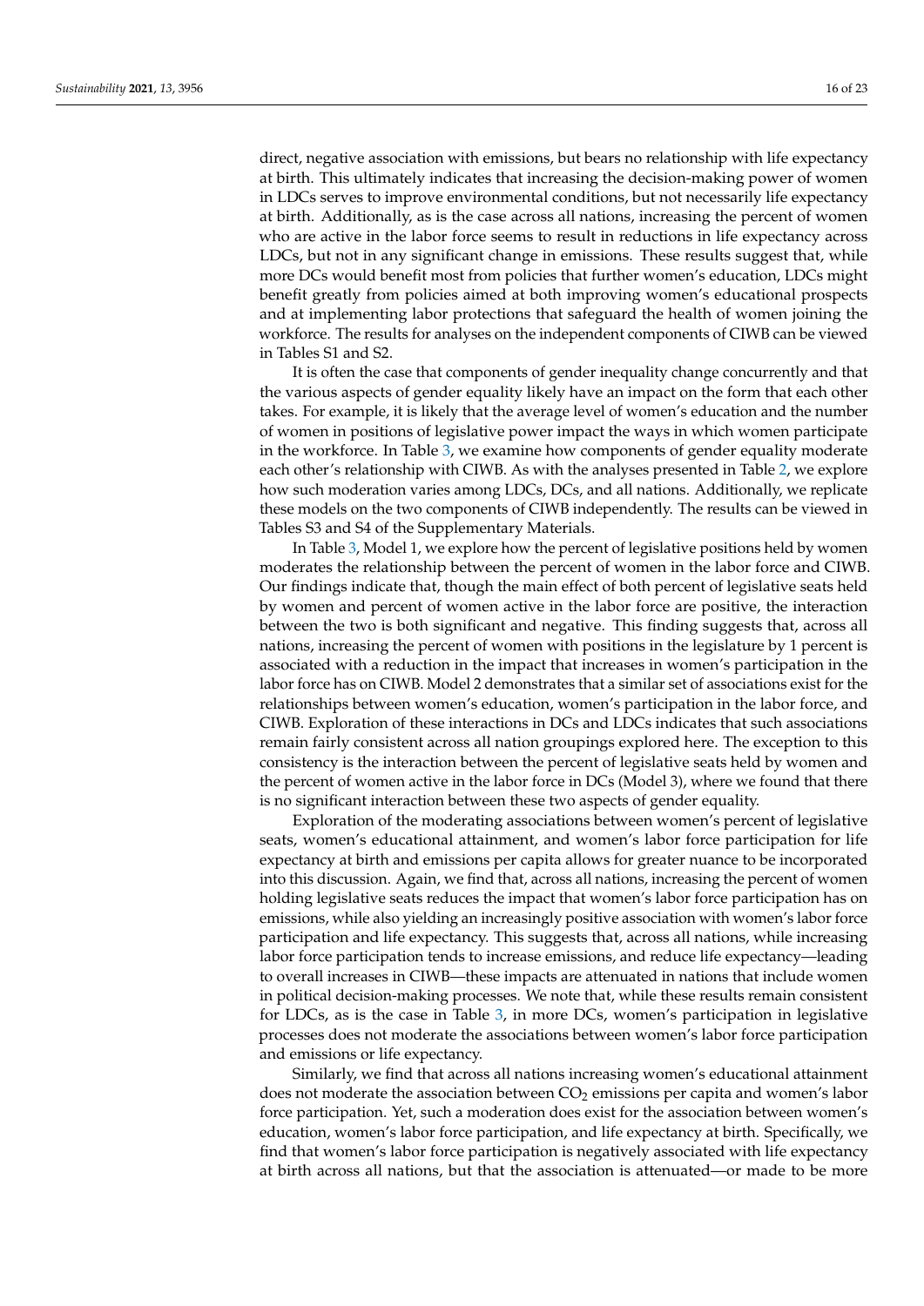direct, negative association with emissions, but bears no relationship with life expectancy at birth. This ultimately indicates that increasing the decision-making power of women in LDCs serves to improve environmental conditions, but not necessarily life expectancy at birth. Additionally, as is the case across all nations, increasing the percent of women who are active in the labor force seems to result in reductions in life expectancy across LDCs, but not in any significant change in emissions. These results suggest that, while more DCs would benefit most from policies that further women's education, LDCs might benefit greatly from policies aimed at both improving women's educational prospects and at implementing labor protections that safeguard the health of women joining the workforce. The results for analyses on the independent components of CIWB can be viewed in Tables S1 and S2.

It is often the case that components of gender inequality change concurrently and that the various aspects of gender equality likely have an impact on the form that each other takes. For example, it is likely that the average level of women's education and the number of women in positions of legislative power impact the ways in which women participate in the workforce. In Table 3, we examine how components of gender equality moderate each other's relationship with CIWB. As with the analyses presented in Table 2, we explore how such moderation varies among LDCs, DCs, and all nations. Additionally, we replicate these models on the two components of CIWB independently. The results can be viewed in Tables S3 and S4 of the Supplementary Materials.

In Table 3, Model 1, we explore how the percent of legislative positions held by women moderates the relationship between the percent of women in the labor force and CIWB. Our findings indicate that, though the main effect of both percent of legislative seats held by women and percent of women active in the labor force are positive, the interaction between the two is both significant and negative. This finding suggests that, across all nations, increasing the percent of women with positions in the legislature by 1 percent is associated with a reduction in the impact that increases in women's participation in the labor force has on CIWB. Model 2 demonstrates that a similar set of associations exist for the relationships between women's education, women's participation in the labor force, and CIWB. Exploration of these interactions in DCs and LDCs indicates that such associations remain fairly consistent across all nation groupings explored here. The exception to this consistency is the interaction between the percent of legislative seats held by women and the percent of women active in the labor force in DCs (Model 3), where we found that there is no significant interaction between these two aspects of gender equality.

Exploration of the moderating associations between women's percent of legislative seats, women's educational attainment, and women's labor force participation for life expectancy at birth and emissions per capita allows for greater nuance to be incorporated into this discussion. Again, we find that, across all nations, increasing the percent of women holding legislative seats reduces the impact that women's labor force participation has on emissions, while also yielding an increasingly positive association with women's labor force participation and life expectancy. This suggests that, across all nations, while increasing labor force participation tends to increase emissions, and reduce life expectancy—leading to overall increases in CIWB—these impacts are attenuated in nations that include women in political decision-making processes. We note that, while these results remain consistent for LDCs, as is the case in Table 3, in more DCs, women's participation in legislative processes does not moderate the associations between women's labor force participation and emissions or life expectancy.

Similarly, we find that across all nations increasing women's educational attainment does not moderate the association between $CO_2$ emissions per capita and women's labor force participation. Yet, such a moderation does exist for the association between women's education, women's labor force participation, and life expectancy at birth. Specifically, we find that women's labor force participation is negatively associated with life expectancy at birth across all nations, but that the association is attenuated—or made to be more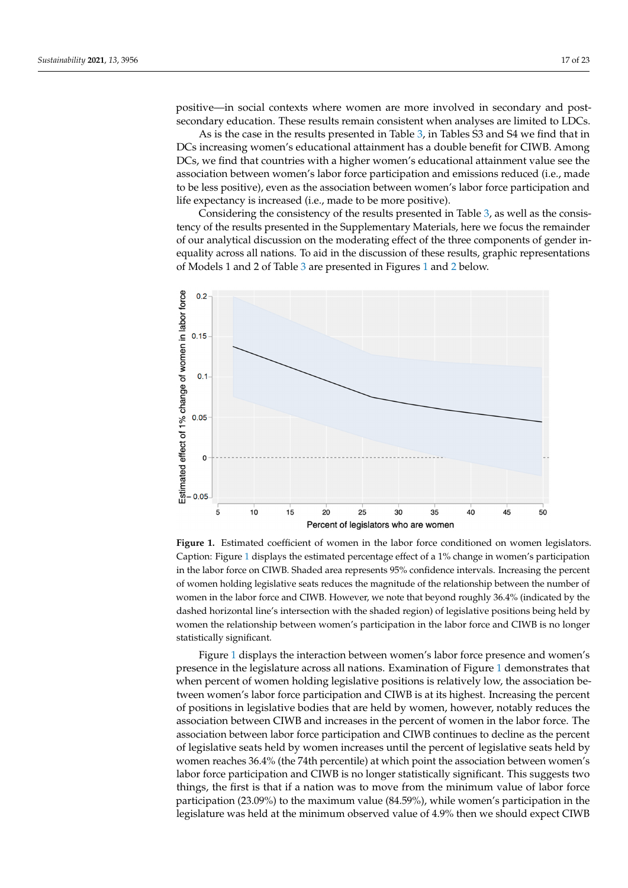positive—in social contexts where women are more involved in secondary and post-secondary education. These results remain consistent when analyses are limited to LDCs.

As is the case in the results presented in Table 3, in Tables S3 and S4 we find that in DCs increasing women's educational attainment has a double benefit for CIWB. Among DCs, we find that countries with a higher women's educational attainment value see the association between women's labor force participation and emissions reduced (i.e., made to be less positive), even as the association between women's labor force participation and life expectancy is increased (i.e., made to be more positive).

Considering the consistency of the results presented in Table 3, as well as the consistency of the results presented in the Supplementary Materials, here we focus the remainder of our analytical discussion on the moderating effect of the three components of gender inequality across all nations. To aid in the discussion of these results, graphic representations of Models 1 and 2 of Table 3 are presented in Figures 1 and 2 below.

**Figure 1.** Estimated coefficient of women in the labor force conditioned on women legislators. Caption: Figure 1 displays the estimated percentage effect of a 1% change in women's participation in the labor force on CIWB. Shaded area represents 95% confidence intervals. Increasing the percent of women holding legislative seats reduces the magnitude of the relationship between the number of women in the labor force and CIWB. However, we note that beyond roughly 36.4% (indicated by the dashed horizontal line's intersection with the shaded region) of legislative positions being held by women the relationship between women's participation in the labor force and CIWB is no longer statistically significant.

Figure 1 displays the interaction between women's labor force presence and women's presence in the legislature across all nations. Examination of Figure 1 demonstrates that when percent of women holding legislative positions is relatively low, the association between women's labor force participation and CIWB is at its highest. Increasing the percent of positions in legislative bodies that are held by women, however, notably reduces the association between CIWB and increases in the percent of women in the labor force. The association between labor force participation and CIWB continues to decline as the percent of legislative seats held by women increases until the percent of legislative seats held by women reaches 36.4% (the 74th percentile) at which point the association between women's labor force participation and CIWB is no longer statistically significant. This suggests two things, the first is that if a nation was to move from the minimum value of labor force participation (23.09%) to the maximum value (84.59%), while women's participation in the legislature was held at the minimum observed value of 4.9% then we should expect CIWB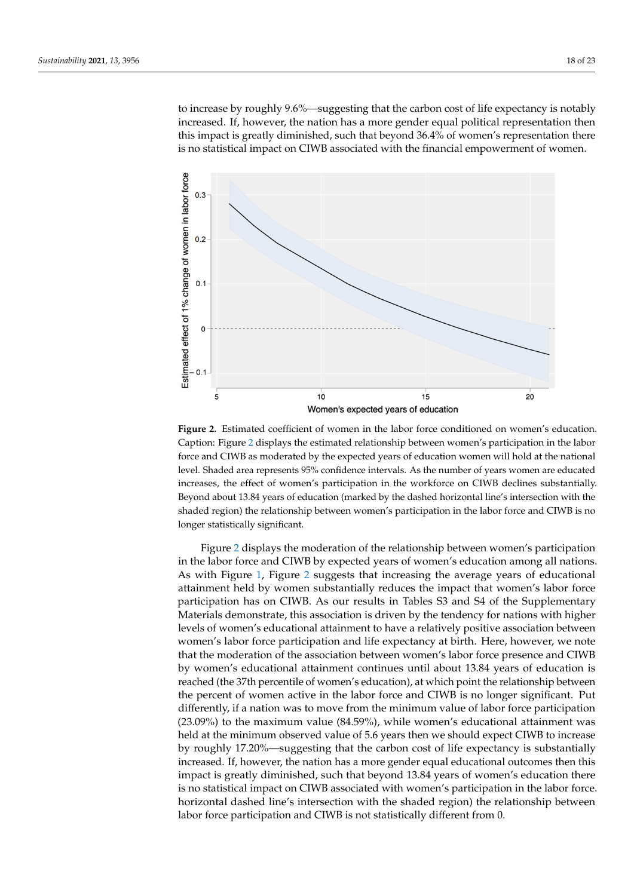to increase by roughly 9.6%—suggesting that the carbon cost of life expectancy is notably increased. If, however, the nation has a more gender equal political representation then this impact is greatly diminished, such that beyond 36.4% of women's representation there is no statistical impact on CIWB associated with the financial empowerment of women.

**Figure 2.** Estimated coefficient of women in the labor force conditioned on women's education. Caption: Figure 2 displays the estimated relationship between women's participation in the labor force and CIWB as moderated by the expected years of education women will hold at the national level. Shaded area represents 95% confidence intervals. As the number of years women are educated increases, the effect of women's participation in the workforce on CIWB declines substantially. Beyond about 13.84 years of education (marked by the dashed horizontal line's intersection with the shaded region) the relationship between women's participation in the labor force and CIWB is no longer statistically significant.

Figure 2 displays the moderation of the relationship between women's participation in the labor force and CIWB by expected years of women's education among all nations. As with Figure 1, Figure 2 suggests that increasing the average years of educational attainment held by women substantially reduces the impact that women's labor force participation has on CIWB. As our results in Tables S3 and S4 of the Supplementary Materials demonstrate, this association is driven by the tendency for nations with higher levels of women's educational attainment to have a relatively positive association between women's labor force participation and life expectancy at birth. Here, however, we note that the moderation of the association between women's labor force presence and CIWB by women's educational attainment continues until about 13.84 years of education is reached (the 37th percentile of women's education), at which point the relationship between the percent of women active in the labor force and CIWB is no longer significant. Put differently, if a nation was to move from the minimum value of labor force participation (23.09%) to the maximum value (84.59%), while women's educational attainment was held at the minimum observed value of 5.6 years then we should expect CIWB to increase by roughly 17.20%—suggesting that the carbon cost of life expectancy is substantially increased. If, however, the nation has a more gender equal educational outcomes then this impact is greatly diminished, such that beyond 13.84 years of women's education there is no statistical impact on CIWB associated with women's participation in the labor force. horizontal dashed line's intersection with the shaded region) the relationship between labor force participation and CIWB is not statistically different from 0.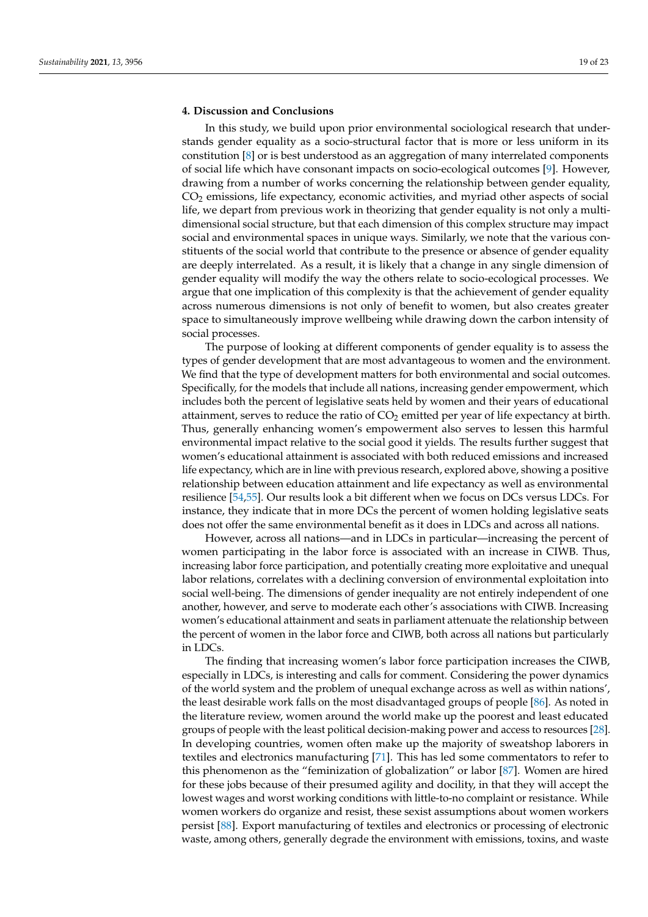## 4. Discussion and Conclusions

In this study, we build upon prior environmental sociological research that understands gender equality as a socio-structural factor that is more or less uniform in its constitution [8] or is best understood as an aggregation of many interrelated components of social life which have consonant impacts on socio-ecological outcomes [9]. However, drawing from a number of works concerning the relationship between gender equality, $CO_2$ emissions, life expectancy, economic activities, and myriad other aspects of social life, we depart from previous work in theorizing that gender equality is not only a multi-dimensional social structure, but that each dimension of this complex structure may impact social and environmental spaces in unique ways. Similarly, we note that the various constituents of the social world that contribute to the presence or absence of gender equality are deeply interrelated. As a result, it is likely that a change in any single dimension of gender equality will modify the way the others relate to socio-ecological processes. We argue that one implication of this complexity is that the achievement of gender equality across numerous dimensions is not only of benefit to women, but also creates greater space to simultaneously improve wellbeing while drawing down the carbon intensity of social processes.

The purpose of looking at different components of gender equality is to assess the types of gender development that are most advantageous to women and the environment. We find that the type of development matters for both environmental and social outcomes. Specifically, for the models that include all nations, increasing gender empowerment, which includes both the percent of legislative seats held by women and their years of educational attainment, serves to reduce the ratio of $CO_2$ emitted per year of life expectancy at birth. Thus, generally enhancing women's empowerment also serves to lessen this harmful environmental impact relative to the social good it yields. The results further suggest that women's educational attainment is associated with both reduced emissions and increased life expectancy, which are in line with previous research, explored above, showing a positive relationship between education attainment and life expectancy as well as environmental resilience [54,55]. Our results look a bit different when we focus on DCs versus LDCs. For instance, they indicate that in more DCs the percent of women holding legislative seats does not offer the same environmental benefit as it does in LDCs and across all nations.

However, across all nations—and in LDCs in particular—increasing the percent of women participating in the labor force is associated with an increase in CIWB. Thus, increasing labor force participation, and potentially creating more exploitative and unequal labor relations, correlates with a declining conversion of environmental exploitation into social well-being. The dimensions of gender inequality are not entirely independent of one another, however, and serve to moderate each other's associations with CIWB. Increasing women's educational attainment and seats in parliament attenuate the relationship between the percent of women in the labor force and CIWB, both across all nations but particularly in LDCs.

The finding that increasing women's labor force participation increases the CIWB, especially in LDCs, is interesting and calls for comment. Considering the power dynamics of the world system and the problem of unequal exchange across as well as within nations', the least desirable work falls on the most disadvantaged groups of people [86]. As noted in the literature review, women around the world make up the poorest and least educated groups of people with the least political decision-making power and access to resources [28]. In developing countries, women often make up the majority of sweatshop laborers in textiles and electronics manufacturing [71]. This has led some commentators to refer to this phenomenon as the "feminization of globalization" or labor [87]. Women are hired for these jobs because of their presumed agility and docility, in that they will accept the lowest wages and worst working conditions with little-to-no complaint or resistance. While women workers do organize and resist, these sexist assumptions about women workers persist [88]. Export manufacturing of textiles and electronics or processing of electronic waste, among others, generally degrade the environment with emissions, toxins, and waste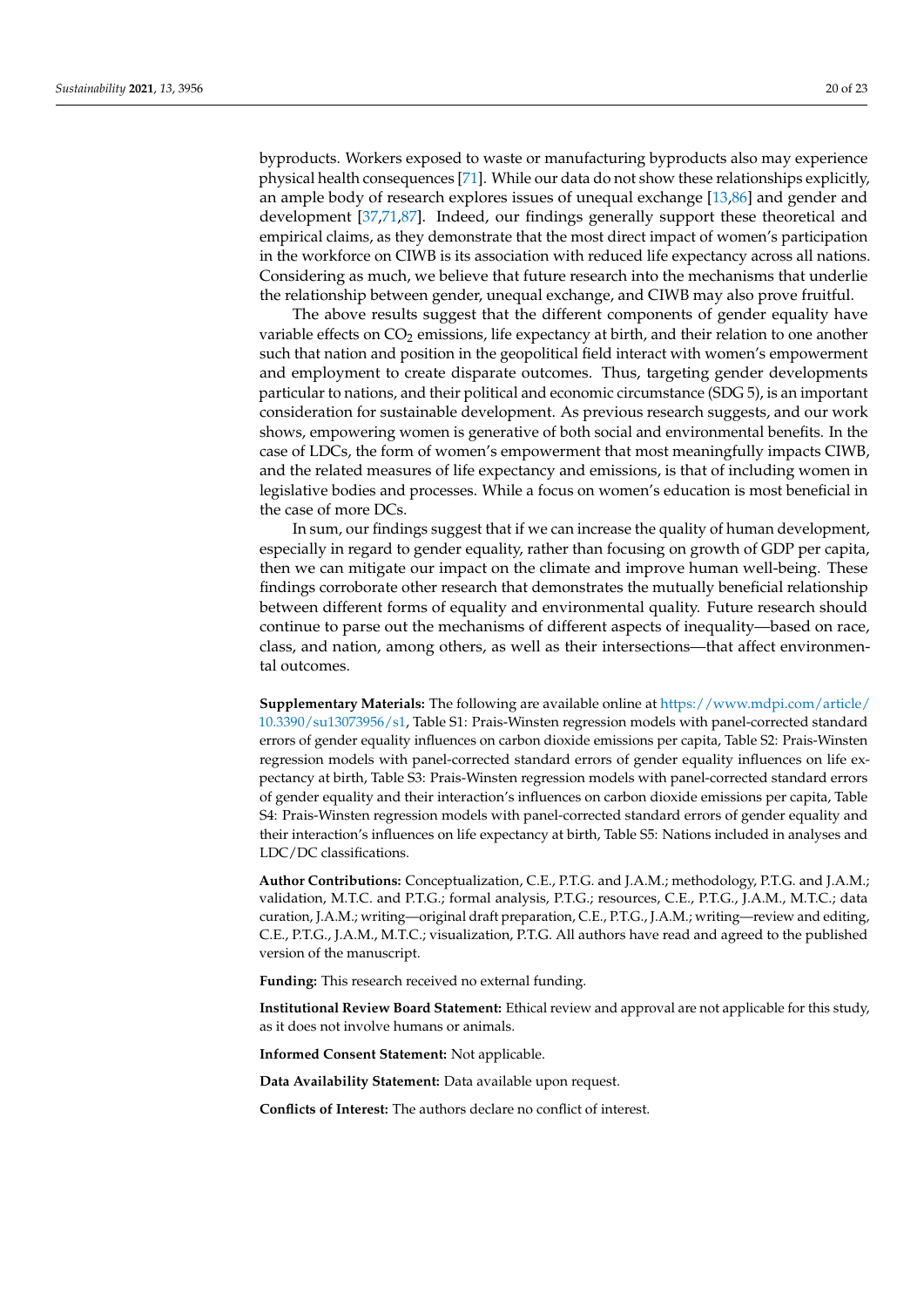byproducts. Workers exposed to waste or manufacturing byproducts also may experience physical health consequences [71]. While our data do not show these relationships explicitly, an ample body of research explores issues of unequal exchange [13,86] and gender and development [37,71,87]. Indeed, our findings generally support these theoretical and empirical claims, as they demonstrate that the most direct impact of women's participation in the workforce on CIWB is its association with reduced life expectancy across all nations. Considering as much, we believe that future research into the mechanisms that underlie the relationship between gender, unequal exchange, and CIWB may also prove fruitful.

The above results suggest that the different components of gender equality have variable effects on $CO_2$ emissions, life expectancy at birth, and their relation to one another such that nation and position in the geopolitical field interact with women's empowerment and employment to create disparate outcomes. Thus, targeting gender developments particular to nations, and their political and economic circumstance (SDG 5), is an important consideration for sustainable development. As previous research suggests, and our work shows, empowering women is generative of both social and environmental benefits. In the case of LDCs, the form of women's empowerment that most meaningfully impacts CIWB, and the related measures of life expectancy and emissions, is that of including women in legislative bodies and processes. While a focus on women's education is most beneficial in the case of more DCs.

In sum, our findings suggest that if we can increase the quality of human development, especially in regard to gender equality, rather than focusing on growth of GDP per capita, then we can mitigate our impact on the climate and improve human well-being. These findings corroborate other research that demonstrates the mutually beneficial relationship between different forms of equality and environmental quality. Future research should continue to parse out the mechanisms of different aspects of inequality—based on race, class, and nation, among others, as well as their intersections—that affect environmental outcomes.

**Supplementary Materials:** The following are available online at https://www.mdpi.com/article/10.3390/su13073956/s1, Table S1: Prais-Winsten regression models with panel-corrected standard errors of gender equality influences on carbon dioxide emissions per capita, Table S2: Prais-Winsten regression models with panel-corrected standard errors of gender equality influences on life expectancy at birth, Table S3: Prais-Winsten regression models with panel-corrected standard errors of gender equality and their interaction's influences on carbon dioxide emissions per capita, Table S4: Prais-Winsten regression models with panel-corrected standard errors of gender equality and their interaction's influences on life expectancy at birth, Table S5: Nations included in analyses and LDC/DC classifications.

**Author Contributions:** Conceptualization, C.E., P.T.G. and J.A.M.; methodology, P.T.G. and J.A.M.; validation, M.T.C. and P.T.G.; formal analysis, P.T.G.; resources, C.E., P.T.G., J.A.M., M.T.C.; data curation, J.A.M.; writing—original draft preparation, C.E., P.T.G., J.A.M.; writing—review and editing, C.E., P.T.G., J.A.M., M.T.C.; visualization, P.T.G. All authors have read and agreed to the published version of the manuscript.

**Funding:** This research received no external funding.

**Institutional Review Board Statement:** Ethical review and approval are not applicable for this study, as it does not involve humans or animals.

**Informed Consent Statement:** Not applicable.

**Data Availability Statement:** Data available upon request.

**Conflicts of Interest:** The authors declare no conflict of interest.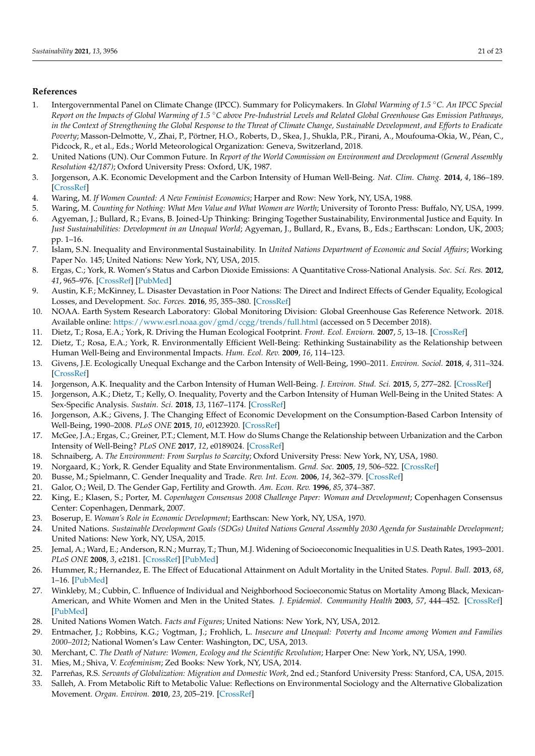## References

1. Intergovernmental Panel on Climate Change (IPCC). Summary for Policymakers. In *Global Warming of 1.5 °C. An IPCC Special Report on the Impacts of Global Warming of 1.5 °C above Pre-Industrial Levels and Related Global Greenhouse Gas Emission Pathways, in the Context of Strengthening the Global Response to the Threat of Climate Change, Sustainable Development, and Efforts to Eradicate Poverty*; Masson-Delmotte, V., Zhai, P., Pörtner, H.O., Roberts, D., Skea, J., Shukla, P.R., Pirani, A., Moufouma-Okia, W., Péan, C., Pidcock, R., et al., Eds.; World Meteorological Organization: Geneva, Switzerland, 2018.
2. United Nations (UN). Our Common Future. In *Report of the World Commission on Environment and Development (General Assembly Resolution 42/187)*; Oxford University Press: Oxford, UK, 1987.
3. Jorgenson, A.K. Economic Development and the Carbon Intensity of Human Well-Being. *Nat. Clim. Chang.* **2014**, *4*, 186–189. [CrossRef]
4. Waring, M. *If Women Counted: A New Feminist Economics*; Harper and Row: New York, NY, USA, 1988.
5. Waring, M. *Counting for Nothing: What Men Value and What Women are Worth*; University of Toronto Press: Buffalo, NY, USA, 1999.
6. Agyeman, J.; Bullard, R.; Evans, B. Joined-Up Thinking: Bringing Together Sustainability, Environmental Justice and Equity. In *Just Sustainabilities: Development in an Unequal World*; Agyeman, J., Bullard, R., Evans, B., Eds.; Earthscan: London, UK, 2003; pp. 1–16.
7. Islam, S.N. Inequality and Environmental Sustainability. In *United Nations Department of Economic and Social Affairs*; Working Paper No. 145; United Nations: New York, NY, USA, 2015.
8. Ergas, C.; York, R. Women's Status and Carbon Dioxide Emissions: A Quantitative Cross-National Analysis. *Soc. Sci. Res.* **2012**, *41*, 965–976. [CrossRef] [PubMed]
9. Austin, K.F.; McKinney, L. Disaster Devastation in Poor Nations: The Direct and Indirect Effects of Gender Equality, Ecological Losses, and Development. *Soc. Forces.* **2016**, *95*, 355–380. [CrossRef]
10. NOAA. Earth System Research Laboratory: Global Monitoring Division: Global Greenhouse Gas Reference Network. 2018. Available online: https://www.esrl.noaa.gov/gmd/ccgg/trends/full.html (accessed on 5 December 2018).
11. Dietz, T.; Rosa, E.A.; York, R. Driving the Human Ecological Footprint. *Front. Ecol. Enviorn.* **2007**, *5*, 13–18. [CrossRef]
12. Dietz, T.; Rosa, E.A.; York, R. Environmentally Efficient Well-Being: Rethinking Sustainability as the Relationship between Human Well-Being and Environmental Impacts. *Hum. Ecol. Rev.* **2009**, *16*, 114–123.
13. Givens, J.E. Ecologically Unequal Exchange and the Carbon Intensity of Well-Being, 1990–2011. *Environ. Sociol.* **2018**, *4*, 311–324. [CrossRef]
14. Jorgenson, A.K. Inequality and the Carbon Intensity of Human Well-Being. *J. Environ. Stud. Sci.* **2015**, *5*, 277–282. [CrossRef]
15. Jorgenson, A.K.; Dietz, T.; Kelly, O. Inequality, Poverty and the Carbon Intensity of Human Well-Being in the United States: A Sex-Specific Analysis. *Sustain. Sci.* **2018**, *13*, 1167–1174. [CrossRef]
16. Jorgenson, A.K.; Givens, J. The Changing Effect of Economic Development on the Consumption-Based Carbon Intensity of Well-Being, 1990–2008. *PLoS ONE* **2015**, *10*, e0123920. [CrossRef]
17. McGee, J.A.; Ergas, C.; Greiner, P.T.; Clement, M.T. How do Slums Change the Relationship between Urbanization and the Carbon Intensity of Well-Being? *PLoS ONE* **2017**, *12*, e0189024. [CrossRef]
18. Schnaiberg, A. *The Environment: From Surplus to Scarcity*; Oxford University Press: New York, NY, USA, 1980.
19. Norgaard, K.; York, R. Gender Equality and State Environmentalism. *Gend. Soc.* **2005**, *19*, 506–522. [CrossRef]
20. Busse, M.; Spielmann, C. Gender Inequality and Trade. *Rev. Int. Econ.* **2006**, *14*, 362–379. [CrossRef]
21. Galor, O.; Weil, D. The Gender Gap, Fertility and Growth. *Am. Econ. Rev.* **1996**, *85*, 374–387.
22. King, E.; Klasen, S.; Porter, M. *Copenhagen Consensus 2008 Challenge Paper: Woman and Development*; Copenhagen Consensus Center: Copenhagen, Denmark, 2007.
23. Boserup, E. *Woman's Role in Economic Development*; Earthscan: New York, NY, USA, 1970.
24. United Nations. *Sustainable Development Goals (SDGs) United Nations General Assembly 2030 Agenda for Sustainable Development*; United Nations: New York, NY, USA, 2015.
25. Jemal, A.; Ward, E.; Anderson, R.N.; Murray, T.; Thun, M.J. Widening of Socioeconomic Inequalities in U.S. Death Rates, 1993–2001. *PLoS ONE* **2008**, *3*, e2181. [CrossRef] [PubMed]
26. Hummer, R.; Hernandez, E. The Effect of Educational Attainment on Adult Mortality in the United States. *Popul. Bull.* **2013**, *68*, 1–16. [PubMed]
27. Winkleby, M.; Cubbin, C. Influence of Individual and Neighborhood Socioeconomic Status on Mortality Among Black, Mexican-American, and White Women and Men in the United States. *J. Epidemiol. Community Health* **2003**, *57*, 444–452. [CrossRef] [PubMed]
28. United Nations Women Watch. *Facts and Figures*; United Nations: New York, NY, USA, 2012.
29. Entmacher, J.; Robbins, K.G.; Vogtman, J.; Frohlich, L. *Insecure and Unequal: Poverty and Income among Women and Families 2000–2012*; National Women's Law Center: Washington, DC, USA, 2013.
30. Merchant, C. *The Death of Nature: Women, Ecology and the Scientific Revolution*; Harper One: New York, NY, USA, 1990.
31. Mies, M.; Shiva, V. *Ecofeminism*; Zed Books: New York, NY, USA, 2014.
32. Parreñas, R.S. *Servants of Globalization: Migration and Domestic Work*, 2nd ed.; Stanford University Press: Stanford, CA, USA, 2015.
33. Salleh, A. From Metabolic Rift to Metabolic Value: Reflections on Environmental Sociology and the Alternative Globalization Movement. *Organ. Environ.* **2010**, *23*, 205–219. [CrossRef]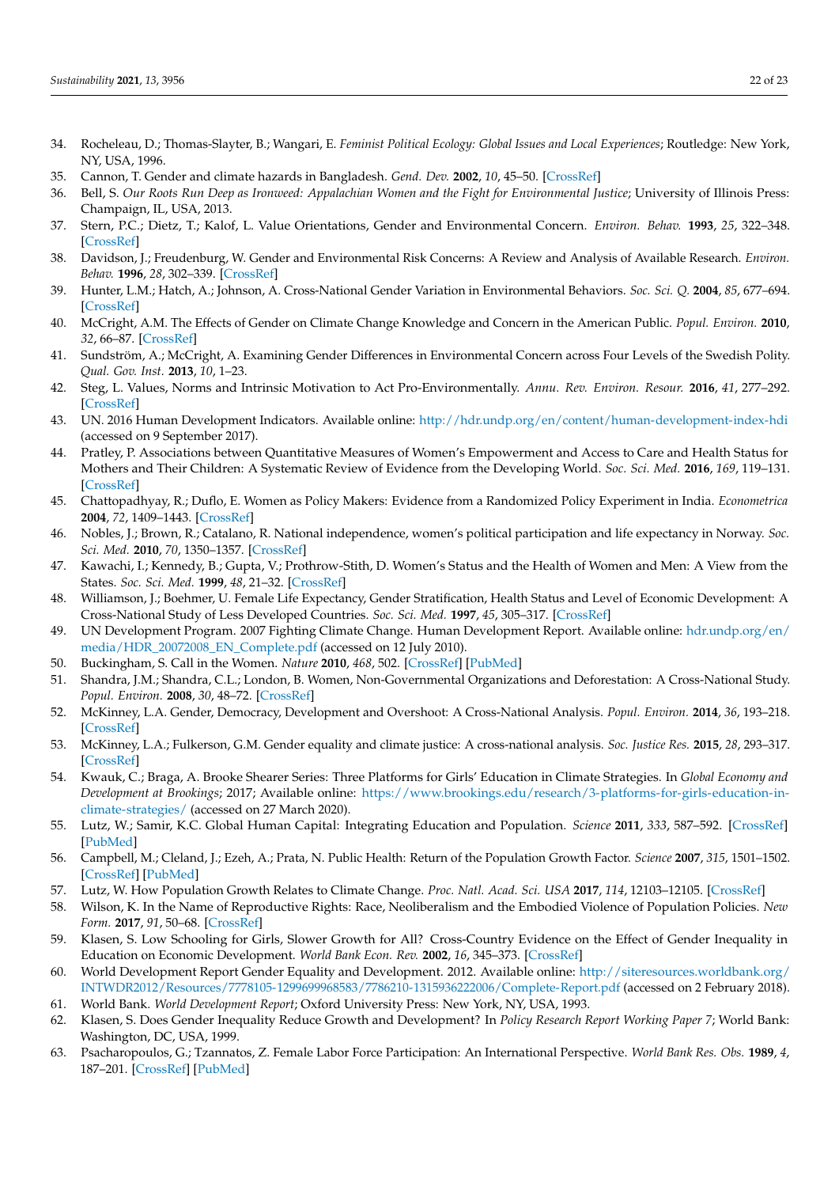34. Rocheleau, D.; Thomas-Slayter, B.; Wangari, E. *Feminist Political Ecology: Global Issues and Local Experiences*; Routledge: New York, NY, USA, 1996.
35. Cannon, T. Gender and climate hazards in Bangladesh. *Gend. Dev.* **2002**, *10*, 45–50. [CrossRef]
36. Bell, S. *Our Roots Run Deep as Ironweed: Appalachian Women and the Fight for Environmental Justice*; University of Illinois Press: Champaign, IL, USA, 2013.
37. Stern, P.C.; Dietz, T.; Kalof, L. Value Orientations, Gender and Environmental Concern. *Environ. Behav.* **1993**, *25*, 322–348. [CrossRef]
38. Davidson, J.; Freudenburg, W. Gender and Environmental Risk Concerns: A Review and Analysis of Available Research. *Environ. Behav.* **1996**, *28*, 302–339. [CrossRef]
39. Hunter, L.M.; Hatch, A.; Johnson, A. Cross-National Gender Variation in Environmental Behaviors. *Soc. Sci. Q.* **2004**, *85*, 677–694. [CrossRef]
40. McCright, A.M. The Effects of Gender on Climate Change Knowledge and Concern in the American Public. *Popul. Environ.* **2010**, *32*, 66–87. [CrossRef]
41. Sundström, A.; McCright, A. Examining Gender Differences in Environmental Concern across Four Levels of the Swedish Polity. *Qual. Gov. Inst.* **2013**, *10*, 1–23.
42. Steg, L. Values, Norms and Intrinsic Motivation to Act Pro-Environmentally. *Annu. Rev. Environ. Resour.* **2016**, *41*, 277–292. [CrossRef]
43. UN. 2016 Human Development Indicators. Available online: http://hdr.undp.org/en/content/human-development-index-hdi (accessed on 9 September 2017).
44. Pratley, P. Associations between Quantitative Measures of Women's Empowerment and Access to Care and Health Status for Mothers and Their Children: A Systematic Review of Evidence from the Developing World. *Soc. Sci. Med.* **2016**, *169*, 119–131. [CrossRef]
45. Chattopadhyay, R.; Duflo, E. Women as Policy Makers: Evidence from a Randomized Policy Experiment in India. *Econometrica* **2004**, *72*, 1409–1443. [CrossRef]
46. Nobles, J.; Brown, R.; Catalano, R. National independence, women's political participation and life expectancy in Norway. *Soc. Sci. Med.* **2010**, *70*, 1350–1357. [CrossRef]
47. Kawachi, I.; Kennedy, B.; Gupta, V.; Prothrow-Stith, D. Women's Status and the Health of Women and Men: A View from the States. *Soc. Sci. Med.* **1999**, *48*, 21–32. [CrossRef]
48. Williamson, J.; Boehmer, U. Female Life Expectancy, Gender Stratification, Health Status and Level of Economic Development: A Cross-National Study of Less Developed Countries. *Soc. Sci. Med.* **1997**, *45*, 305–317. [CrossRef]
49. UN Development Program. 2007 Fighting Climate Change. Human Development Report. Available online: hdr.undp.org/en/media/HDR_20072008_EN_Complete.pdf (accessed on 12 July 2010).
50. Buckingham, S. Call in the Women. *Nature* **2010**, *468*, 502. [CrossRef] [PubMed]
51. Shandra, J.M.; Shandra, C.L.; London, B. Women, Non-Governmental Organizations and Deforestation: A Cross-National Study. *Popul. Environ.* **2008**, *30*, 48–72. [CrossRef]
52. McKinney, L.A. Gender, Democracy, Development and Overshoot: A Cross-National Analysis. *Popul. Environ.* **2014**, *36*, 193–218. [CrossRef]
53. McKinney, L.A.; Fulkerson, G.M. Gender equality and climate justice: A cross-national analysis. *Soc. Justice Res.* **2015**, *28*, 293–317. [CrossRef]
54. Kwauk, C.; Braga, A. Brooke Shearer Series: Three Platforms for Girls' Education in Climate Strategies. In *Global Economy and Development at Brookings*; 2017; Available online: https://www.brookings.edu/research/3-platforms-for-girls-education-in-climate-strategies/ (accessed on 27 March 2020).
55. Lutz, W.; Samir, K.C. Global Human Capital: Integrating Education and Population. *Science* **2011**, *333*, 587–592. [CrossRef] [PubMed]
56. Campbell, M.; Cleland, J.; Ezeh, A.; Prata, N. Public Health: Return of the Population Growth Factor. *Science* **2007**, *315*, 1501–1502. [CrossRef] [PubMed]
57. Lutz, W. How Population Growth Relates to Climate Change. *Proc. Natl. Acad. Sci. USA* **2017**, *114*, 12103–12105. [CrossRef]
58. Wilson, K. In the Name of Reproductive Rights: Race, Neoliberalism and the Embodied Violence of Population Policies. *New Form.* **2017**, *91*, 50–68. [CrossRef]
59. Klasen, S. Low Schooling for Girls, Slower Growth for All? Cross-Country Evidence on the Effect of Gender Inequality in Education on Economic Development. *World Bank Econ. Rev.* **2002**, *16*, 345–373. [CrossRef]
60. World Development Report Gender Equality and Development. 2012. Available online: http://siteresources.worldbank.org/INTWDR2012/Resources/7778105-1299699968583/7786210-1315936222006/Complete-Report.pdf (accessed on 2 February 2018).
61. World Bank. *World Development Report*; Oxford University Press: New York, NY, USA, 1993.
62. Klasen, S. Does Gender Inequality Reduce Growth and Development? In *Policy Research Report Working Paper 7*; World Bank: Washington, DC, USA, 1999.
63. Psacharopoulos, G.; Tzannatos, Z. Female Labor Force Participation: An International Perspective. *World Bank Res. Obs.* **1989**, *4*, 187–201. [CrossRef] [PubMed]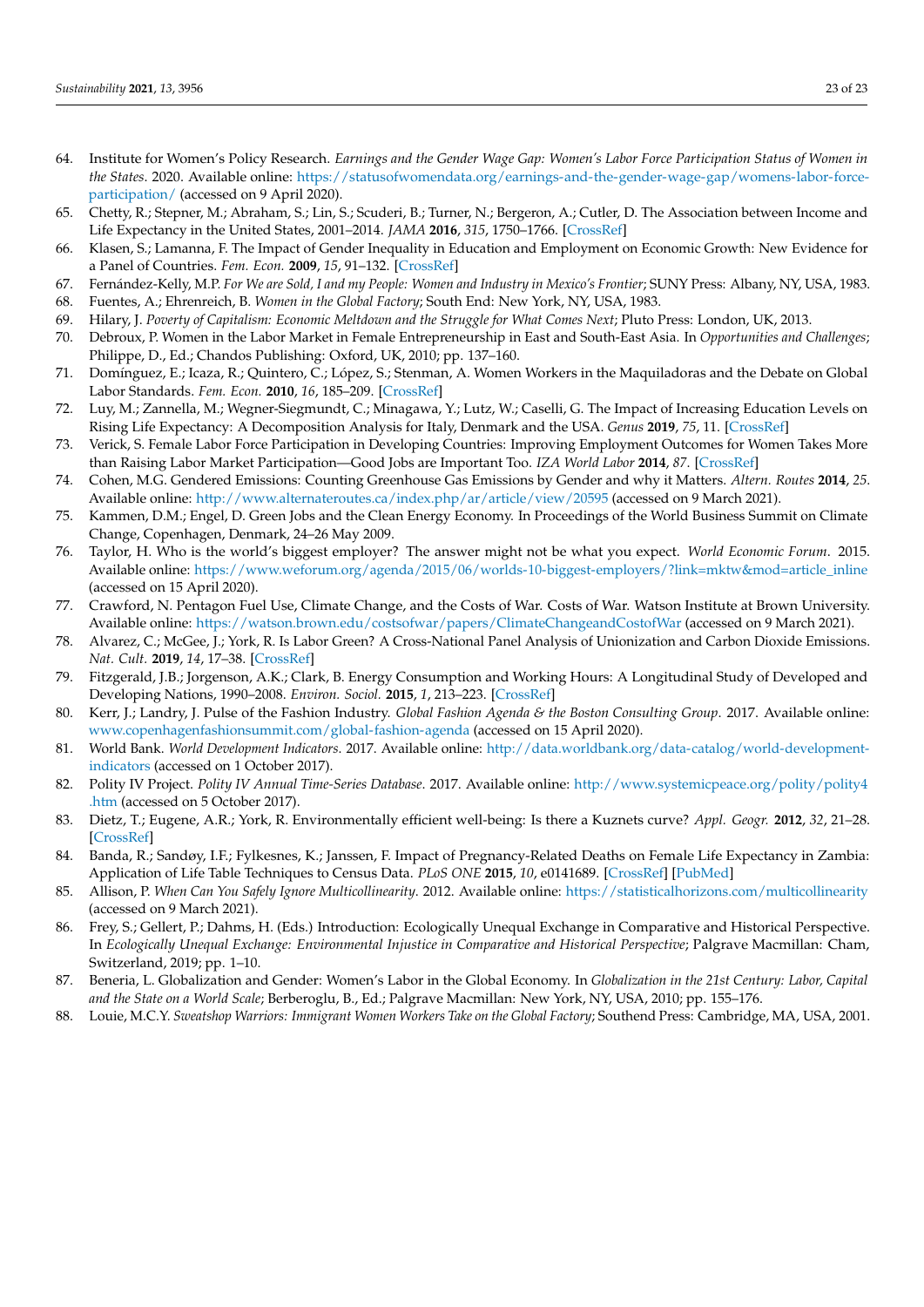64. Institute for Women's Policy Research. *Earnings and the Gender Wage Gap: Women's Labor Force Participation Status of Women in the States*. 2020. Available online: https://statusofwomendata.org/earnings-and-the-gender-wage-gap/womens-labor-force-participation/ (accessed on 9 April 2020).
65. Chetty, R.; Stepner, M.; Abraham, S.; Lin, S.; Scuderi, B.; Turner, N.; Bergeron, A.; Cutler, D. The Association between Income and Life Expectancy in the United States, 2001–2014. *JAMA* **2016**, *315*, 1750–1766. [CrossRef]
66. Klasen, S.; Lamanna, F. The Impact of Gender Inequality in Education and Employment on Economic Growth: New Evidence for a Panel of Countries. *Fem. Econ.* **2009**, *15*, 91–132. [CrossRef]
67. Fernández-Kelly, M.P. *For We are Sold, I and my People: Women and Industry in Mexico's Frontier*; SUNY Press: Albany, NY, USA, 1983.
68. Fuentes, A.; Ehrenreich, B. *Women in the Global Factory*; South End: New York, NY, USA, 1983.
69. Hilary, J. *Poverty of Capitalism: Economic Meltdown and the Struggle for What Comes Next*; Pluto Press: London, UK, 2013.
70. Debroux, P. Women in the Labor Market in Female Entrepreneurship in East and South-East Asia. In *Opportunities and Challenges*; Philippe, D., Ed.; Chandos Publishing: Oxford, UK, 2010; pp. 137–160.
71. Domínguez, E.; Icaza, R.; Quintero, C.; López, S.; Stenman, A. Women Workers in the Maquiladoras and the Debate on Global Labor Standards. *Fem. Econ.* **2010**, *16*, 185–209. [CrossRef]
72. Luy, M.; Zannella, M.; Wegner-Siegmundt, C.; Minagawa, Y.; Lutz, W.; Caselli, G. The Impact of Increasing Education Levels on Rising Life Expectancy: A Decomposition Analysis for Italy, Denmark and the USA. *Genus* **2019**, *75*, 11. [CrossRef]
73. Verick, S. Female Labor Force Participation in Developing Countries: Improving Employment Outcomes for Women Takes More than Raising Labor Market Participation—Good Jobs are Important Too. *IZA World Labor* **2014**, *87*. [CrossRef]
74. Cohen, M.G. Gendered Emissions: Counting Greenhouse Gas Emissions by Gender and why it Matters. *Altern. Routes* **2014**, *25*. Available online: http://www.alternateroutes.ca/index.php/ar/article/view/20595 (accessed on 9 March 2021).
75. Kammen, D.M.; Engel, D. Green Jobs and the Clean Energy Economy. In Proceedings of the World Business Summit on Climate Change, Copenhagen, Denmark, 24–26 May 2009.
76. Taylor, H. Who is the world's biggest employer? The answer might not be what you expect. *World Economic Forum*. 2015. Available online: https://www.weforum.org/agenda/2015/06/worlds-10-biggest-employers/?link=mktw&mod=article_inline (accessed on 15 April 2020).
77. Crawford, N. Pentagon Fuel Use, Climate Change, and the Costs of War. Costs of War. Watson Institute at Brown University. Available online: https://watson.brown.edu/costsofwar/papers/ClimateChangeandCostofWar (accessed on 9 March 2021).
78. Alvarez, C.; McGee, J.; York, R. Is Labor Green? A Cross-National Panel Analysis of Unionization and Carbon Dioxide Emissions. *Nat. Cult.* **2019**, *14*, 17–38. [CrossRef]
79. Fitzgerald, J.B.; Jorgenson, A.K.; Clark, B. Energy Consumption and Working Hours: A Longitudinal Study of Developed and Developing Nations, 1990–2008. *Environ. Sociol.* **2015**, *1*, 213–223. [CrossRef]
80. Kerr, J.; Landry, J. Pulse of the Fashion Industry. *Global Fashion Agenda & the Boston Consulting Group*. 2017. Available online: www.copenhagenfashionsummit.com/global-fashion-agenda (accessed on 15 April 2020).
81. World Bank. *World Development Indicators*. 2017. Available online: http://data.worldbank.org/data-catalog/world-development-indicators (accessed on 1 October 2017).
82. Polity IV Project. *Polity IV Annual Time-Series Database*. 2017. Available online: http://www.systemicpeace.org/polity/polity4.htm (accessed on 5 October 2017).
83. Dietz, T.; Eugene, A.R.; York, R. Environmentally efficient well-being: Is there a Kuznets curve? *Appl. Geogr.* **2012**, *32*, 21–28. [CrossRef]
84. Banda, R.; Sandøy, I.F.; Fylkesnes, K.; Janssen, F. Impact of Pregnancy-Related Deaths on Female Life Expectancy in Zambia: Application of Life Table Techniques to Census Data. *PLoS ONE* **2015**, *10*, e0141689. [CrossRef] [PubMed]
85. Allison, P. *When Can You Safely Ignore Multicollinearity*. 2012. Available online: https://statisticalhorizons.com/multicollinearity (accessed on 9 March 2021).
86. Frey, S.; Gellert, P.; Dahms, H. (Eds.) Introduction: Ecologically Unequal Exchange in Comparative and Historical Perspective. In *Ecologically Unequal Exchange: Environmental Injustice in Comparative and Historical Perspective*; Palgrave Macmillan: Cham, Switzerland, 2019; pp. 1–10.
87. Beneria, L. Globalization and Gender: Women's Labor in the Global Economy. In *Globalization in the 21st Century: Labor, Capital and the State on a World Scale*; Berberoglu, B., Ed.; Palgrave Macmillan: New York, NY, USA, 2010; pp. 155–176.
88. Louie, M.C.Y. *Sweatshop Warriors: Immigrant Women Workers Take on the Global Factory*; Southend Press: Cambridge, MA, USA, 2001.